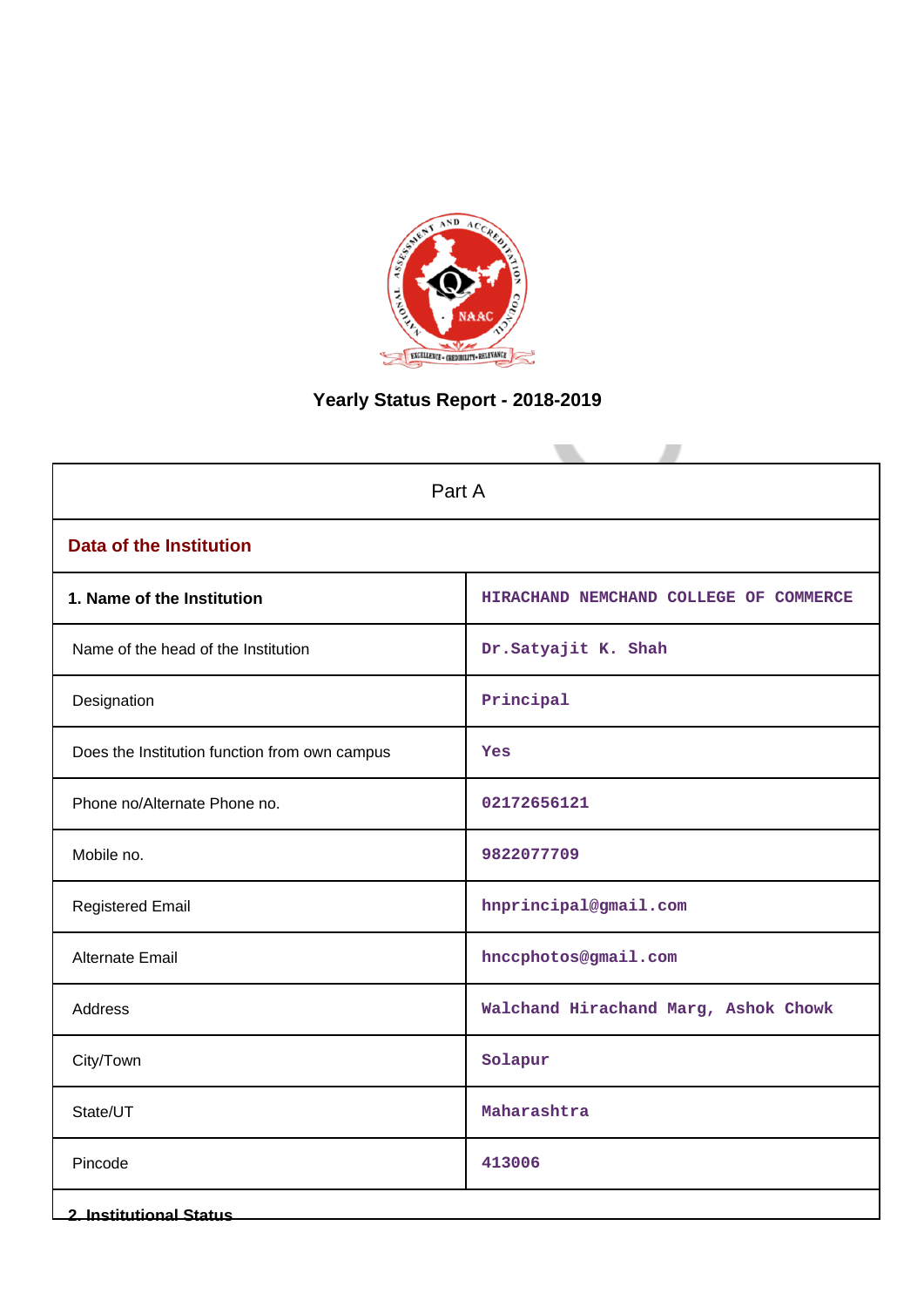# Yearly Status Report - 2018-2019

| Part A | |
|---|---|
| **Data of the Institution** | |
| **1. Name of the Institution** | HIRACHAND NEMCHAND COLLEGE OF COMMERCE |
| Name of the head of the Institution | Dr.Satyajit K. Shah |
| Designation | Principal |
| Does the Institution function from own campus | Yes |
| Phone no/Alternate Phone no. | 02172656121 |
| Mobile no. | 9822077709 |
| Registered Email | hnprincipal@gmail.com |
| Alternate Email | hnccphotos@gmail.com |
| Address | Walchand Hirachand Marg, Ashok Chowk |
| City/Town | Solapur |
| State/UT | Maharashtra |
| Pincode | 413006 |
| **2. Institutional Status** | |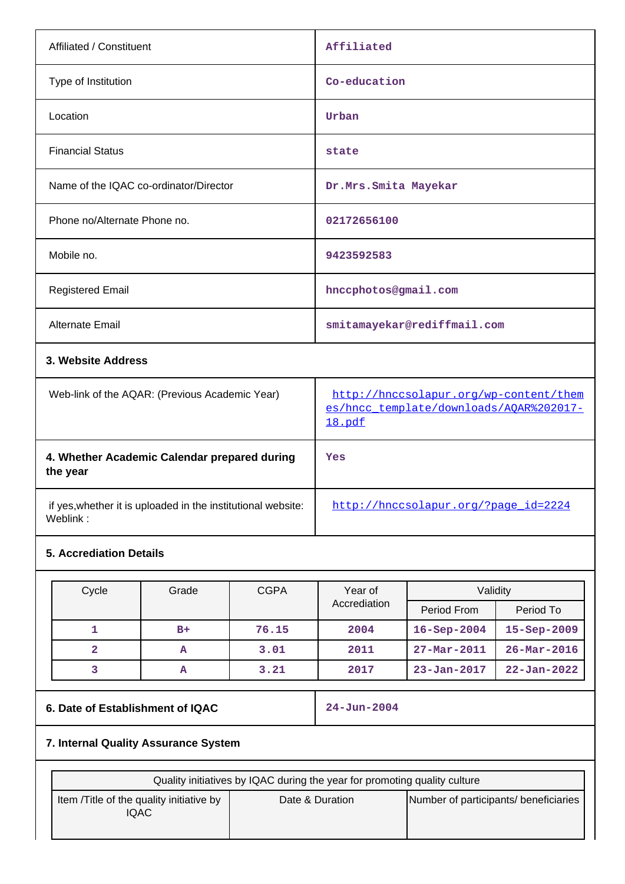| | |
|---|---|
| Affiliated / Constituent | Affiliated |
| Type of Institution | Co-education |
| Location | Urban |
| Financial Status | state |
| Name of the IQAC co-ordinator/Director | Dr.Mrs.Smita Mayekar |
| Phone no/Alternate Phone no. | 02172656100 |
| Mobile no. | 9423592583 |
| Registered Email | hnccphotos@gmail.com |
| Alternate Email | smitamayekar@rediffmail.com |

**3. Website Address**

| | |
|---|---|
| Web-link of the AQAR: (Previous Academic Year) | http://hnccsolapur.org/wp-content/themes/hncc_template/downloads/AQAR%202017-18.pdf |
| **4. Whether Academic Calendar prepared during the year** | Yes |
| if yes,whether it is uploaded in the institutional website: Weblink : | http://hnccsolapur.org/?page_id=2224 |

**5. Accrediation Details**

| Cycle | Grade | CGPA | Year of Accrediation | Validity | |
|---|---|---|---|---|---|
| | | | | Period From | Period To |
| 1 | B+ | 76.15 | 2004 | 16-Sep-2004 | 15-Sep-2009 |
| 2 | A | 3.01 | 2011 | 27-Mar-2011 | 26-Mar-2016 |
| 3 | A | 3.21 | 2017 | 23-Jan-2017 | 22-Jan-2022 |

| | |
|---|---|
| **6. Date of Establishment of IQAC** | 24-Jun-2004 |

**7. Internal Quality Assurance System**

| Quality initiatives by IQAC during the year for promoting quality culture | | |
|---|---|---|
| Item /Title of the quality initiative by IQAC | Date & Duration | Number of participants/ beneficiaries |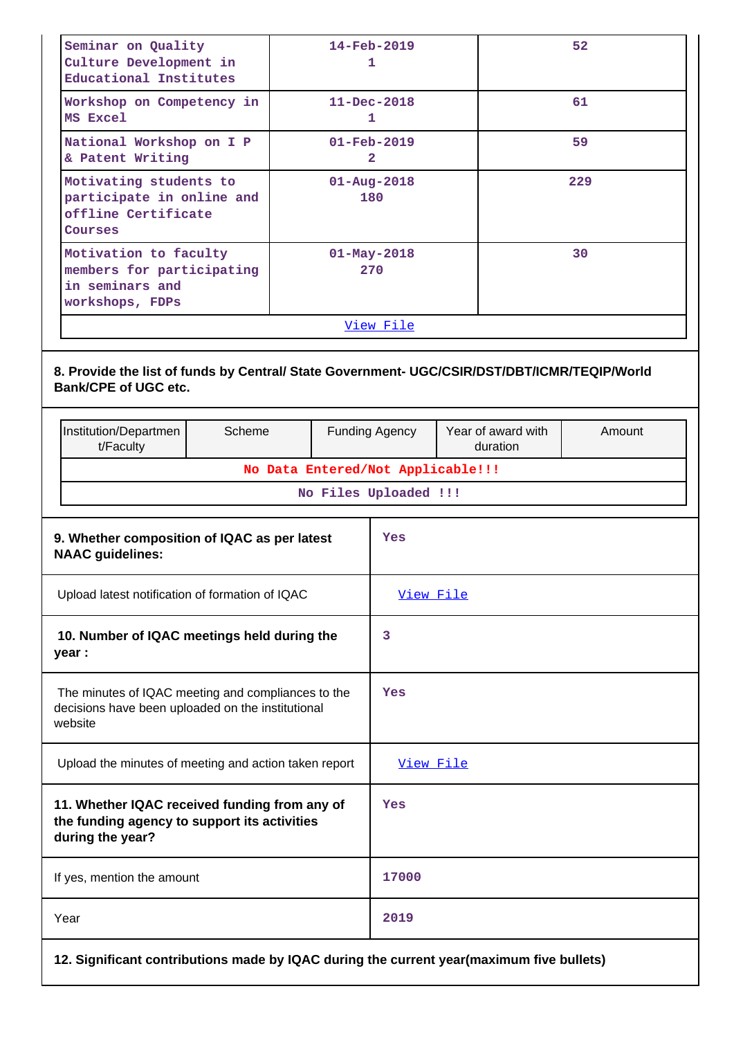| | | |
|---|---|---|
| Seminar on Quality Culture Development in Educational Institutes | 14-Feb-2019<br>1 | 52 |
| Workshop on Competency in MS Excel | 11-Dec-2018<br>1 | 61 |
| National Workshop on I P & Patent Writing | 01-Feb-2019<br>2 | 59 |
| Motivating students to participate in online and offline Certificate Courses | 01-Aug-2018<br>180 | 229 |
| Motivation to faculty members for participating in seminars and workshops, FDPs | 01-May-2018<br>270 | 30 |
| View File | | |

**8. Provide the list of funds by Central/ State Government- UGC/CSIR/DST/DBT/ICMR/TEQIP/World Bank/CPE of UGC etc.**

| Institution/Department/Faculty | Scheme | Funding Agency | Year of award with duration | Amount |
|---|---|---|---|---|
| No Data Entered/Not Applicable!!! | | | | |
| No Files Uploaded !!! | | | | |

| | |
|---|---|
| **9. Whether composition of IQAC as per latest NAAC guidelines:** | Yes |
| Upload latest notification of formation of IQAC | View File |
| **10. Number of IQAC meetings held during the year :** | 3 |
| The minutes of IQAC meeting and compliances to the decisions have been uploaded on the institutional website | Yes |
| Upload the minutes of meeting and action taken report | View File |
| **11. Whether IQAC received funding from any of the funding agency to support its activities during the year?** | Yes |
| If yes, mention the amount | 17000 |
| Year | 2019 |

**12. Significant contributions made by IQAC during the current year(maximum five bullets)**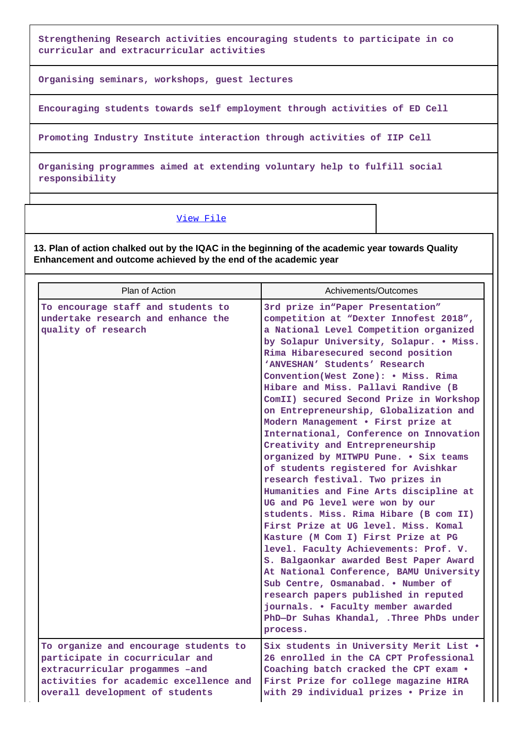| Strengthening Research activities encouraging students to participate in co curricular and extracurricular activities |
|---|
| Organising seminars, workshops, guest lectures |
| Encouraging students towards self employment through activities of ED Cell |
| Promoting Industry Institute interaction through activities of IIP Cell |
| Organising programmes aimed at extending voluntary help to fulfill social responsibility |

View File

**13. Plan of action chalked out by the IQAC in the beginning of the academic year towards Quality Enhancement and outcome achieved by the end of the academic year**

| Plan of Action | Achivements/Outcomes |
|---|---|
| To encourage staff and students to undertake research and enhance the quality of research | 3rd prize in"Paper Presentation" competition at "Dexter Innofest 2018", a National Level Competition organized by Solapur University, Solapur. • Miss. Rima Hibaresecured second position 'ANVESHAN' Students' Research Convention(West Zone): • Miss. Rima Hibare and Miss. Pallavi Randive (B ComII) secured Second Prize in Workshop on Entrepreneurship, Globalization and Modern Management • First prize at International, Conference on Innovation Creativity and Entrepreneurship organized by MITWPU Pune. • Six teams of students registered for Avishkar research festival. Two prizes in Humanities and Fine Arts discipline at UG and PG level were won by our students. Miss. Rima Hibare (B com II) First Prize at UG level. Miss. Komal Kasture (M Com I) First Prize at PG level. Faculty Achievements: Prof. V. S. Balgaonkar awarded Best Paper Award At National Conference, BAMU University Sub Centre, Osmanabad. • Number of research papers published in reputed journals. • Faculty member awarded PhD—Dr Suhas Khandal, .Three PhDs under process. |
| To organize and encourage students to participate in cocurricular and extracurricular progammes –and activities for academic excellence and overall development of students | Six students in University Merit List • 26 enrolled in the CA CPT Professional Coaching batch cracked the CPT exam • First Prize for college magazine HIRA with 29 individual prizes • Prize in |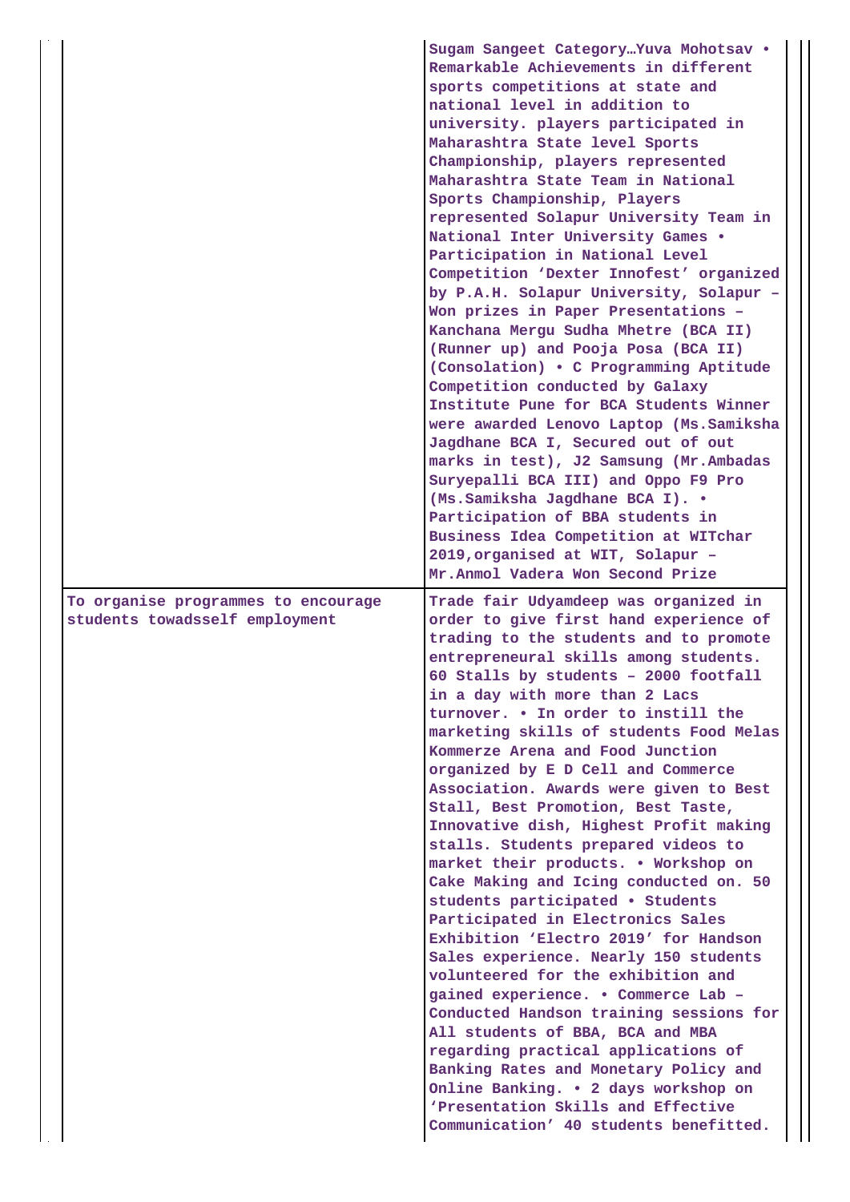| | |
|---|---|
| | Sugam Sangeet Category…Yuva Mohotsav • Remarkable Achievements in different sports competitions at state and national level in addition to university. players participated in Maharashtra State level Sports Championship, players represented Maharashtra State Team in National Sports Championship, Players represented Solapur University Team in National Inter University Games • Participation in National Level Competition 'Dexter Innofest' organized by P.A.H. Solapur University, Solapur – Won prizes in Paper Presentations – Kanchana Mergu Sudha Mhetre (BCA II) (Runner up) and Pooja Posa (BCA II) (Consolation) • C Programming Aptitude Competition conducted by Galaxy Institute Pune for BCA Students Winner were awarded Lenovo Laptop (Ms.Samiksha Jagdhane BCA I, Secured out of out marks in test), J2 Samsung (Mr.Ambadas Suryepalli BCA III) and Oppo F9 Pro (Ms.Samiksha Jagdhane BCA I). • Participation of BBA students in Business Idea Competition at WITchar 2019,organised at WIT, Solapur – Mr.Anmol Vadera Won Second Prize |
| To organise programmes to encourage students towadsself employment | Trade fair Udyamdeep was organized in order to give first hand experience of trading to the students and to promote entrepreneural skills among students. 60 Stalls by students – 2000 footfall in a day with more than 2 Lacs turnover. • In order to instill the marketing skills of students Food Melas Kommerze Arena and Food Junction organized by E D Cell and Commerce Association. Awards were given to Best Stall, Best Promotion, Best Taste, Innovative dish, Highest Profit making stalls. Students prepared videos to market their products. • Workshop on Cake Making and Icing conducted on. 50 students participated • Students Participated in Electronics Sales Exhibition 'Electro 2019' for Handson Sales experience. Nearly 150 students volunteered for the exhibition and gained experience. • Commerce Lab – Conducted Handson training sessions for All students of BBA, BCA and MBA regarding practical applications of Banking Rates and Monetary Policy and Online Banking. • 2 days workshop on 'Presentation Skills and Effective Communication' 40 students benefitted. |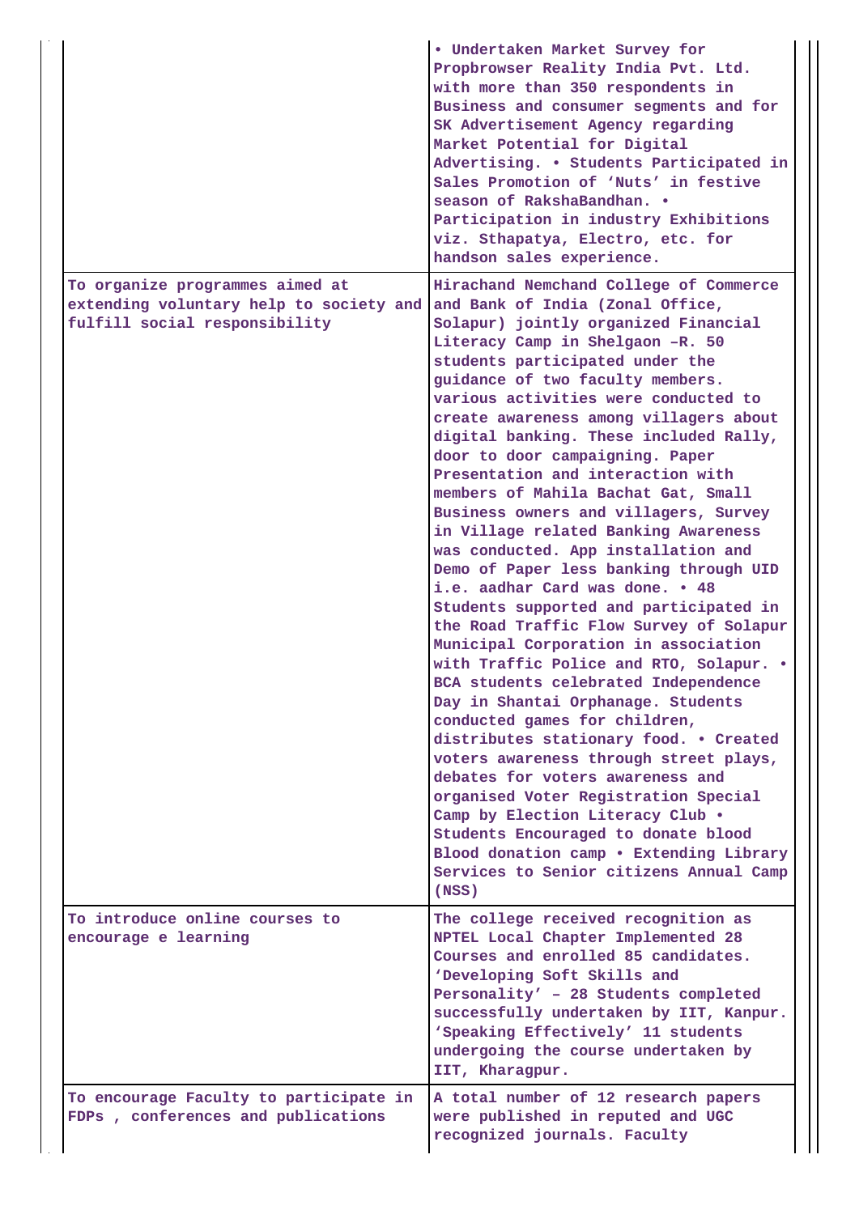|  |  |
|---|---|
|  | • Undertaken Market Survey for Propbrowser Reality India Pvt. Ltd. with more than 350 respondents in Business and consumer segments and for SK Advertisement Agency regarding Market Potential for Digital Advertising. • Students Participated in Sales Promotion of 'Nuts' in festive season of RakshaBandhan. • Participation in industry Exhibitions viz. Sthapatya, Electro, etc. for handson sales experience. |
| To organize programmes aimed at extending voluntary help to society and fulfill social responsibility | Hirachand Nemchand College of Commerce and Bank of India (Zonal Office, Solapur) jointly organized Financial Literacy Camp in Shelgaon -R. 50 students participated under the guidance of two faculty members. various activities were conducted to create awareness among villagers about digital banking. These included Rally, door to door campaigning. Paper Presentation and interaction with members of Mahila Bachat Gat, Small Business owners and villagers, Survey in Village related Banking Awareness was conducted. App installation and Demo of Paper less banking through UID i.e. aadhar Card was done. • 48 Students supported and participated in the Road Traffic Flow Survey of Solapur Municipal Corporation in association with Traffic Police and RTO, Solapur. • BCA students celebrated Independence Day in Shantai Orphanage. Students conducted games for children, distributes stationary food. • Created voters awareness through street plays, debates for voters awareness and organised Voter Registration Special Camp by Election Literacy Club • Students Encouraged to donate blood Blood donation camp • Extending Library Services to Senior citizens Annual Camp (NSS) |
| To introduce online courses to encourage e learning | The college received recognition as NPTEL Local Chapter Implemented 28 Courses and enrolled 85 candidates. 'Developing Soft Skills and Personality' – 28 Students completed successfully undertaken by IIT, Kanpur. 'Speaking Effectively' 11 students undergoing the course undertaken by IIT, Kharagpur. |
| To encourage Faculty to participate in FDPs , conferences and publications | A total number of 12 research papers were published in reputed and UGC recognized journals. Faculty |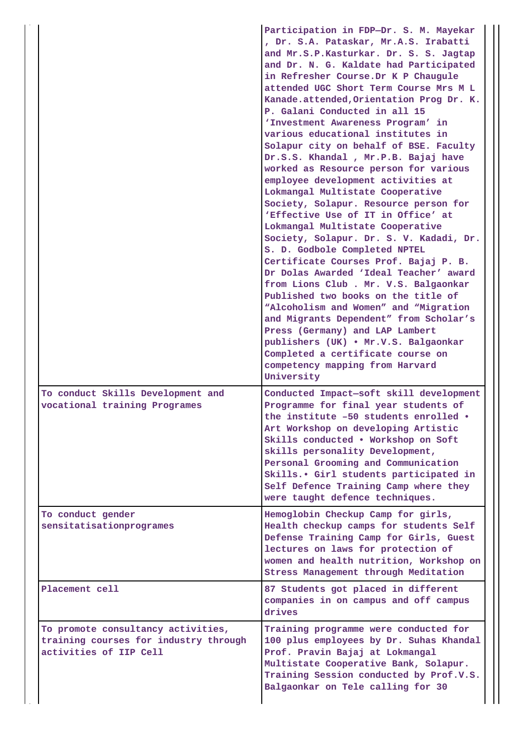| | |
|---|---|
| | Participation in FDP—Dr. S. M. Mayekar , Dr. S.A. Pataskar, Mr.A.S. Irabatti and Mr.S.P.Kasturkar. Dr. S. S. Jagtap and Dr. N. G. Kaldate had Participated in Refresher Course.Dr K P Chaugule attended UGC Short Term Course Mrs M L Kanade.attended,Orientation Prog Dr. K. P. Galani Conducted in all 15 'Investment Awareness Program' in various educational institutes in Solapur city on behalf of BSE. Faculty Dr.S.S. Khandal , Mr.P.B. Bajaj have worked as Resource person for various employee development activities at Lokmangal Multistate Cooperative Society, Solapur. Resource person for 'Effective Use of IT in Office' at Lokmangal Multistate Cooperative Society, Solapur. Dr. S. V. Kadadi, Dr. S. D. Godbole Completed NPTEL Certificate Courses Prof. Bajaj P. B. Dr Dolas Awarded 'Ideal Teacher' award from Lions Club . Mr. V.S. Balgaonkar Published two books on the title of "Alcoholism and Women" and "Migration and Migrants Dependent" from Scholar's Press (Germany) and LAP Lambert publishers (UK) • Mr.V.S. Balgaonkar Completed a certificate course on competency mapping from Harvard University |
| To conduct Skills Development and vocational training Programes | Conducted Impact—soft skill development Programme for final year students of the institute –50 students enrolled • Art Workshop on developing Artistic Skills conducted • Workshop on Soft skills personality Development, Personal Grooming and Communication Skills.• Girl students participated in Self Defence Training Camp where they were taught defence techniques. |
| To conduct gender sensitatisationprogrames | Hemoglobin Checkup Camp for girls, Health checkup camps for students Self Defense Training Camp for Girls, Guest lectures on laws for protection of women and health nutrition, Workshop on Stress Management through Meditation |
| Placement cell | 87 Students got placed in different companies in on campus and off campus drives |
| To promote consultancy activities, training courses for industry through activities of IIP Cell | Training programme were conducted for 100 plus employees by Dr. Suhas Khandal Prof. Pravin Bajaj at Lokmangal Multistate Cooperative Bank, Solapur. Training Session conducted by Prof.V.S. Balgaonkar on Tele calling for 30 |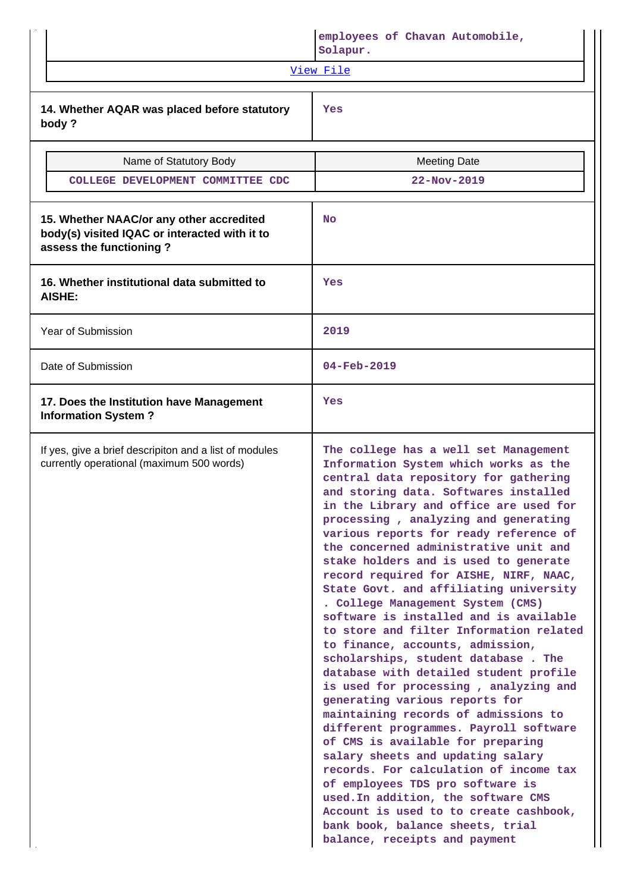| | employees of Chavan Automobile, Solapur. |
|---|---|
| View File | |

| 14. Whether AQAR was placed before statutory body ? | Yes |
|---|---|

| Name of Statutory Body | Meeting Date |
|---|---|
| COLLEGE DEVELOPMENT COMMITTEE CDC | 22-Nov-2019 |

| 15. Whether NAAC/or any other accredited body(s) visited IQAC or interacted with it to assess the functioning ? | No |
|---|---|
| 16. Whether institutional data submitted to AISHE: | Yes |
| Year of Submission | 2019 |
| Date of Submission | 04-Feb-2019 |
| 17. Does the Institution have Management Information System ? | Yes |
| If yes, give a brief descripiton and a list of modules currently operational (maximum 500 words) | The college has a well set Management Information System which works as the central data repository for gathering and storing data. Softwares installed in the Library and office are used for processing , analyzing and generating various reports for ready reference of the concerned administrative unit and stake holders and is used to generate record required for AISHE, NIRF, NAAC, State Govt. and affiliating university . College Management System (CMS) software is installed and is available to store and filter Information related to finance, accounts, admission, scholarships, student database . The database with detailed student profile is used for processing , analyzing and generating various reports for maintaining records of admissions to different programmes. Payroll software of CMS is available for preparing salary sheets and updating salary records. For calculation of income tax of employees TDS pro software is used.In addition, the software CMS Account is used to to create cashbook, bank book, balance sheets, trial balance, receipts and payment |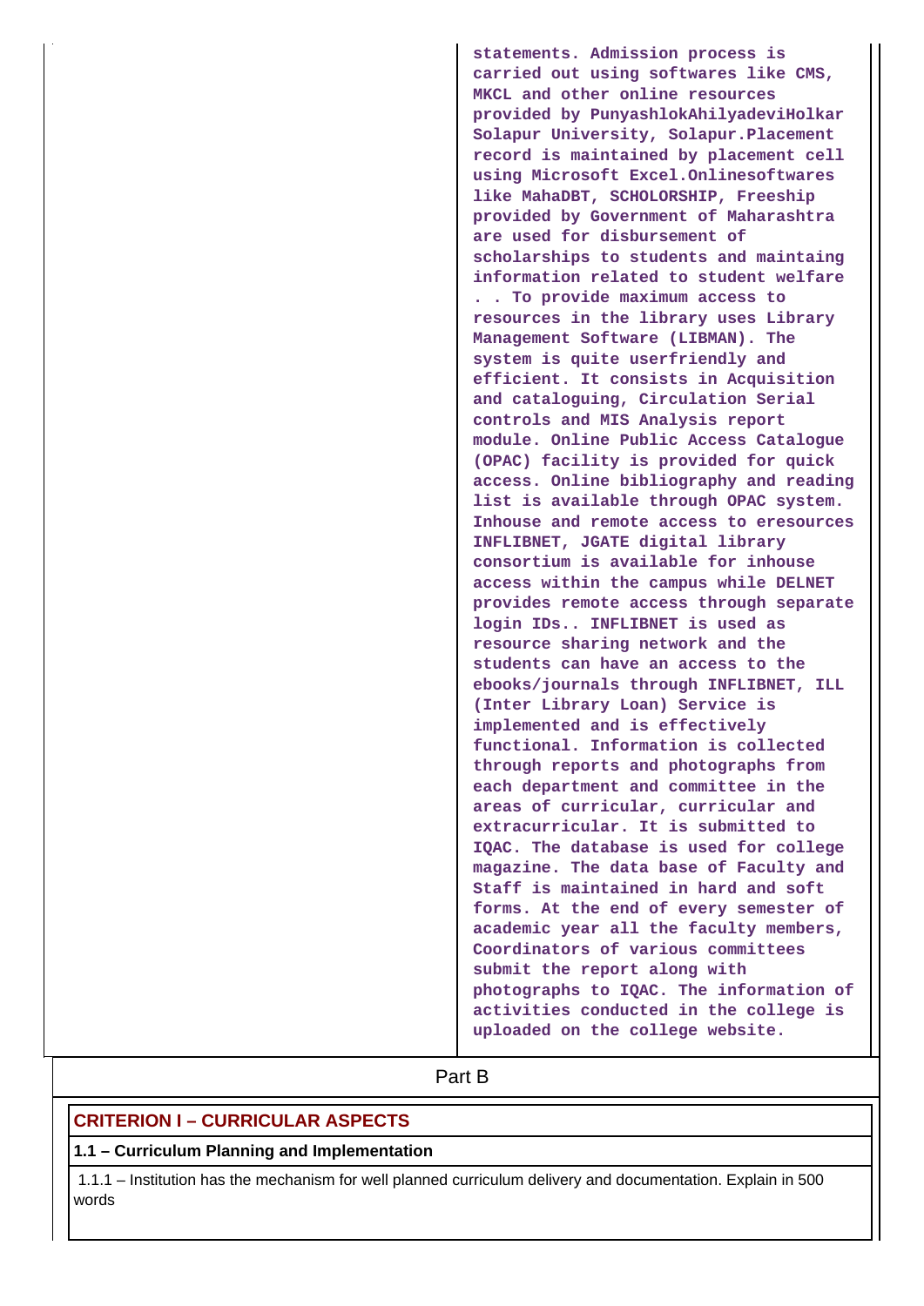| | statements. Admission process is carried out using softwares like CMS, MKCL and other online resources provided by PunyashlokAhilyadeviHolkar Solapur University, Solapur.Placement record is maintained by placement cell using Microsoft Excel.Onlinesoftwares like MahaDBT, SCHOLORSHIP, Freeship provided by Government of Maharashtra are used for disbursement of scholarships to students and maintaing information related to student welfare . . To provide maximum access to resources in the library uses Library Management Software (LIBMAN). The system is quite userfriendly and efficient. It consists in Acquisition and cataloguing, Circulation Serial controls and MIS Analysis report module. Online Public Access Catalogue (OPAC) facility is provided for quick access. Online bibliography and reading list is available through OPAC system. Inhouse and remote access to eresources INFLIBNET, JGATE digital library consortium is available for inhouse access within the campus while DELNET provides remote access through separate login IDs.. INFLIBNET is used as resource sharing network and the students can have an access to the ebooks/journals through INFLIBNET, ILL (Inter Library Loan) Service is implemented and is effectively functional. Information is collected through reports and photographs from each department and committee in the areas of curricular, curricular and extracurricular. It is submitted to IQAC. The database is used for college magazine. The data base of Faculty and Staff is maintained in hard and soft forms. At the end of every semester of academic year all the faculty members, Coordinators of various committees submit the report along with photographs to IQAC. The information of activities conducted in the college is uploaded on the college website. |
|---|---|

## Part B

### CRITERION I – CURRICULAR ASPECTS

**1.1 – Curriculum Planning and Implementation**

1.1.1 – Institution has the mechanism for well planned curriculum delivery and documentation. Explain in 500 words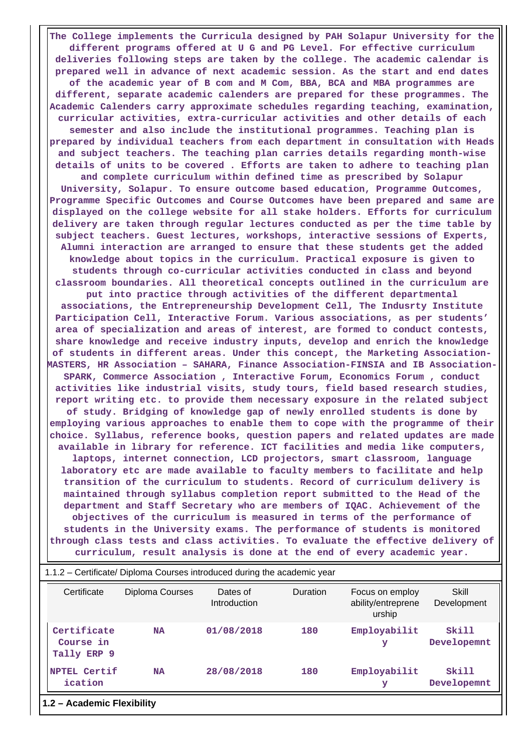The College implements the Curricula designed by PAH Solapur University for the different programs offered at U G and PG Level. For effective curriculum deliveries following steps are taken by the college. The academic calendar is prepared well in advance of next academic session. As the start and end dates of the academic year of B com and M Com, BBA, BCA and MBA programmes are different, separate academic calenders are prepared for these programmes. The Academic Calenders carry approximate schedules regarding teaching, examination, curricular activities, extra-curricular activities and other details of each semester and also include the institutional programmes. Teaching plan is prepared by individual teachers from each department in consultation with Heads and subject teachers. The teaching plan carries details regarding month-wise details of units to be covered . Efforts are taken to adhere to teaching plan and complete curriculum within defined time as prescribed by Solapur University, Solapur. To ensure outcome based education, Programme Outcomes, Programme Specific Outcomes and Course Outcomes have been prepared and same are displayed on the college website for all stake holders. Efforts for curriculum delivery are taken through regular lectures conducted as per the time table by subject teachers. Guest lectures, workshops, interactive sessions of Experts, Alumni interaction are arranged to ensure that these students get the added knowledge about topics in the curriculum. Practical exposure is given to students through co-curricular activities conducted in class and beyond classroom boundaries. All theoretical concepts outlined in the curriculum are put into practice through activities of the different departmental associations, the Entrepreneurship Development Cell, The Indusrty Institute Participation Cell, Interactive Forum. Various associations, as per students' area of specialization and areas of interest, are formed to conduct contests, share knowledge and receive industry inputs, develop and enrich the knowledge of students in different areas. Under this concept, the Marketing Association-MASTERS, HR Association – SAHARA, Finance Association-FINSIA and IB Association-SPARK, Commerce Association , Interactive Forum, Economics Forum , conduct activities like industrial visits, study tours, field based research studies, report writing etc. to provide them necessary exposure in the related subject of study. Bridging of knowledge gap of newly enrolled students is done by employing various approaches to enable them to cope with the programme of their choice. Syllabus, reference books, question papers and related updates are made available in library for reference. ICT facilities and media like computers, laptops, internet connection, LCD projectors, smart classroom, language laboratory etc are made available to faculty members to facilitate and help transition of the curriculum to students. Record of curriculum delivery is maintained through syllabus completion report submitted to the Head of the department and Staff Secretary who are members of IQAC. Achievement of the objectives of the curriculum is measured in terms of the performance of students in the University exams. The performance of students is monitored through class tests and class activities. To evaluate the effective delivery of curriculum, result analysis is done at the end of every academic year.

1.1.2 – Certificate/ Diploma Courses introduced during the academic year

| Certificate | Diploma Courses | Dates of Introduction | Duration | Focus on employ ability/entreprene urship | Skill Development |
|---|---|---|---|---|---|
| Certificate Course in Tally ERP 9 | NA | 01/08/2018 | 180 | Employability | Skill Developemnt |
| NPTEL Certification | NA | 28/08/2018 | 180 | Employability | Skill Developemnt |

**1.2 – Academic Flexibility**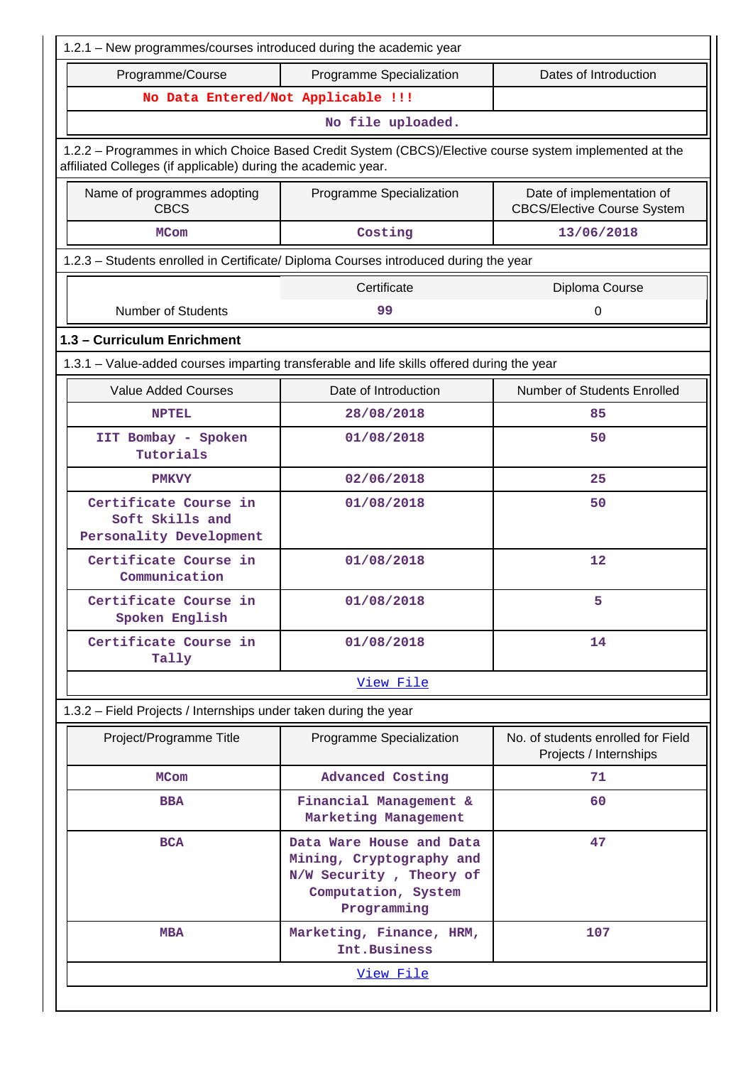1.2.1 – New programmes/courses introduced during the academic year

| Programme/Course | Programme Specialization | Dates of Introduction |
|---|---|---|
| No Data Entered/Not Applicable !!! | | |
| No file uploaded. | | |

1.2.2 – Programmes in which Choice Based Credit System (CBCS)/Elective course system implemented at the affiliated Colleges (if applicable) during the academic year.

| Name of programmes adopting CBCS | Programme Specialization | Date of implementation of CBCS/Elective Course System |
|---|---|---|
| MCom | Costing | 13/06/2018 |

1.2.3 – Students enrolled in Certificate/ Diploma Courses introduced during the year

| | Certificate | Diploma Course |
|---|---|---|
| Number of Students | 99 | 0 |

### 1.3 – Curriculum Enrichment

1.3.1 – Value-added courses imparting transferable and life skills offered during the year

| Value Added Courses | Date of Introduction | Number of Students Enrolled |
|---|---|---|
| NPTEL | 28/08/2018 | 85 |
| IIT Bombay - Spoken Tutorials | 01/08/2018 | 50 |
| PMKVY | 02/06/2018 | 25 |
| Certificate Course in Soft Skills and Personality Development | 01/08/2018 | 50 |
| Certificate Course in Communication | 01/08/2018 | 12 |
| Certificate Course in Spoken English | 01/08/2018 | 5 |
| Certificate Course in Tally | 01/08/2018 | 14 |
| View File | | |

1.3.2 – Field Projects / Internships under taken during the year

| Project/Programme Title | Programme Specialization | No. of students enrolled for Field Projects / Internships |
|---|---|---|
| MCom | Advanced Costing | 71 |
| BBA | Financial Management & Marketing Management | 60 |
| BCA | Data Ware House and Data Mining, Cryptography and N/W Security , Theory of Computation, System Programming | 47 |
| MBA | Marketing, Finance, HRM, Int.Business | 107 |
| View File | | |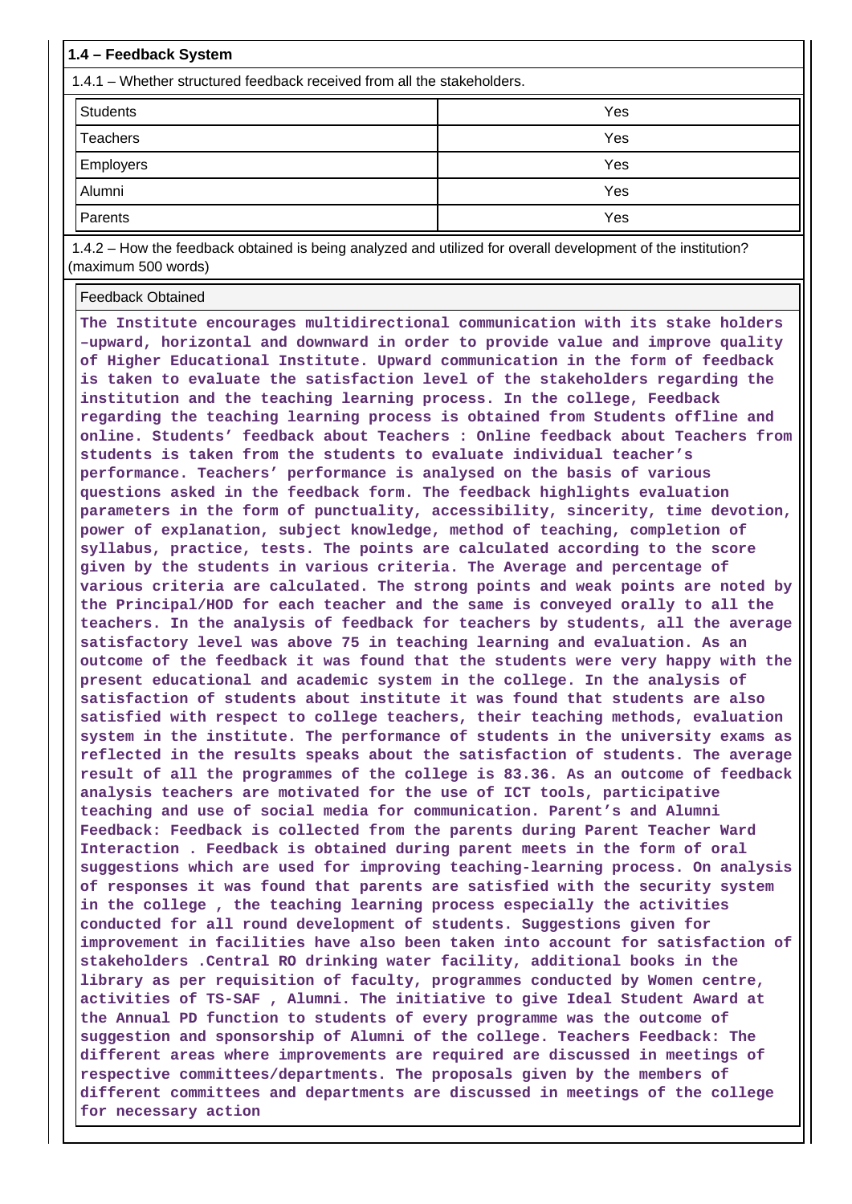**1.4 – Feedback System**

1.4.1 – Whether structured feedback received from all the stakeholders.

| Stakeholder | Response |
|---|---|
| Students | Yes |
| Teachers | Yes |
| Employers | Yes |
| Alumni | Yes |
| Parents | Yes |

1.4.2 – How the feedback obtained is being analyzed and utilized for overall development of the institution? (maximum 500 words)

Feedback Obtained

**The Institute encourages multidirectional communication with its stake holders –upward, horizontal and downward in order to provide value and improve quality of Higher Educational Institute. Upward communication in the form of feedback is taken to evaluate the satisfaction level of the stakeholders regarding the institution and the teaching learning process. In the college, Feedback regarding the teaching learning process is obtained from Students offline and online. Students' feedback about Teachers : Online feedback about Teachers from students is taken from the students to evaluate individual teacher's performance. Teachers' performance is analysed on the basis of various questions asked in the feedback form. The feedback highlights evaluation parameters in the form of punctuality, accessibility, sincerity, time devotion, power of explanation, subject knowledge, method of teaching, completion of syllabus, practice, tests. The points are calculated according to the score given by the students in various criteria. The Average and percentage of various criteria are calculated. The strong points and weak points are noted by the Principal/HOD for each teacher and the same is conveyed orally to all the teachers. In the analysis of feedback for teachers by students, all the average satisfactory level was above 75 in teaching learning and evaluation. As an outcome of the feedback it was found that the students were very happy with the present educational and academic system in the college. In the analysis of satisfaction of students about institute it was found that students are also satisfied with respect to college teachers, their teaching methods, evaluation system in the institute. The performance of students in the university exams as reflected in the results speaks about the satisfaction of students. The average result of all the programmes of the college is 83.36. As an outcome of feedback analysis teachers are motivated for the use of ICT tools, participative teaching and use of social media for communication. Parent's and Alumni Feedback: Feedback is collected from the parents during Parent Teacher Ward Interaction . Feedback is obtained during parent meets in the form of oral suggestions which are used for improving teaching-learning process. On analysis of responses it was found that parents are satisfied with the security system in the college , the teaching learning process especially the activities conducted for all round development of students. Suggestions given for improvement in facilities have also been taken into account for satisfaction of stakeholders .Central RO drinking water facility, additional books in the library as per requisition of faculty, programmes conducted by Women centre, activities of TS-SAF , Alumni. The initiative to give Ideal Student Award at the Annual PD function to students of every programme was the outcome of suggestion and sponsorship of Alumni of the college. Teachers Feedback: The different areas where improvements are required are discussed in meetings of respective committees/departments. The proposals given by the members of different committees and departments are discussed in meetings of the college for necessary action**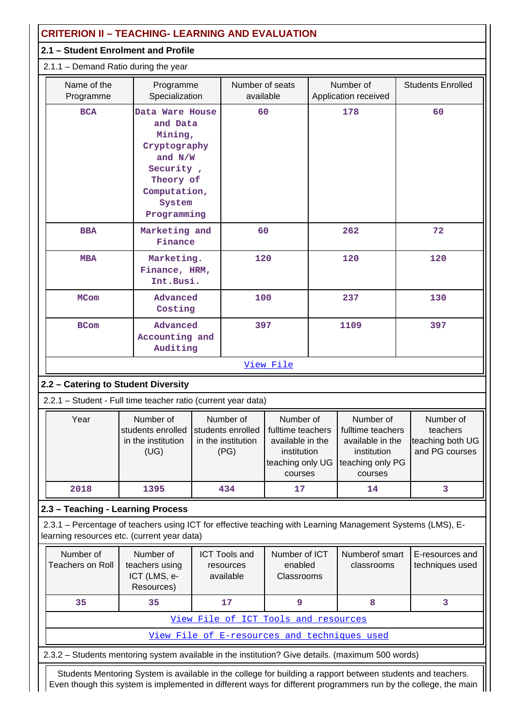## CRITERION II – TEACHING- LEARNING AND EVALUATION

### 2.1 – Student Enrolment and Profile

2.1.1 – Demand Ratio during the year

| Name of the Programme | Programme Specialization | Number of seats available | Number of Application received | Students Enrolled |
|---|---|---|---|---|
| BCA | Data Ware House and Data Mining, Cryptography and N/W Security , Theory of Computation, System Programming | 60 | 178 | 60 |
| BBA | Marketing and Finance | 60 | 262 | 72 |
| MBA | Marketing. Finance, HRM, Int.Busi. | 120 | 120 | 120 |
| MCom | Advanced Costing | 100 | 237 | 130 |
| BCom | Advanced Accounting and Auditing | 397 | 1109 | 397 |

View File

### 2.2 – Catering to Student Diversity

2.2.1 – Student - Full time teacher ratio (current year data)

| Year | Number of students enrolled in the institution (UG) | Number of students enrolled in the institution (PG) | Number of fulltime teachers available in the institution teaching only UG courses | Number of fulltime teachers available in the institution teaching only PG courses | Number of teachers teaching both UG and PG courses |
|---|---|---|---|---|---|
| 2018 | 1395 | 434 | 17 | 14 | 3 |

### 2.3 – Teaching - Learning Process

2.3.1 – Percentage of teachers using ICT for effective teaching with Learning Management Systems (LMS), E-learning resources etc. (current year data)

| Number of Teachers on Roll | Number of teachers using ICT (LMS, e-Resources) | ICT Tools and resources available | Number of ICT enabled Classrooms | Numberof smart classrooms | E-resources and techniques used |
|---|---|---|---|---|---|
| 35 | 35 | 17 | 9 | 8 | 3 |

View File of ICT Tools and resources

View File of E-resources and techniques used

2.3.2 – Students mentoring system available in the institution? Give details. (maximum 500 words)

Students Mentoring System is available in the college for building a rapport between students and teachers. Even though this system is implemented in different ways for different programmers run by the college, the main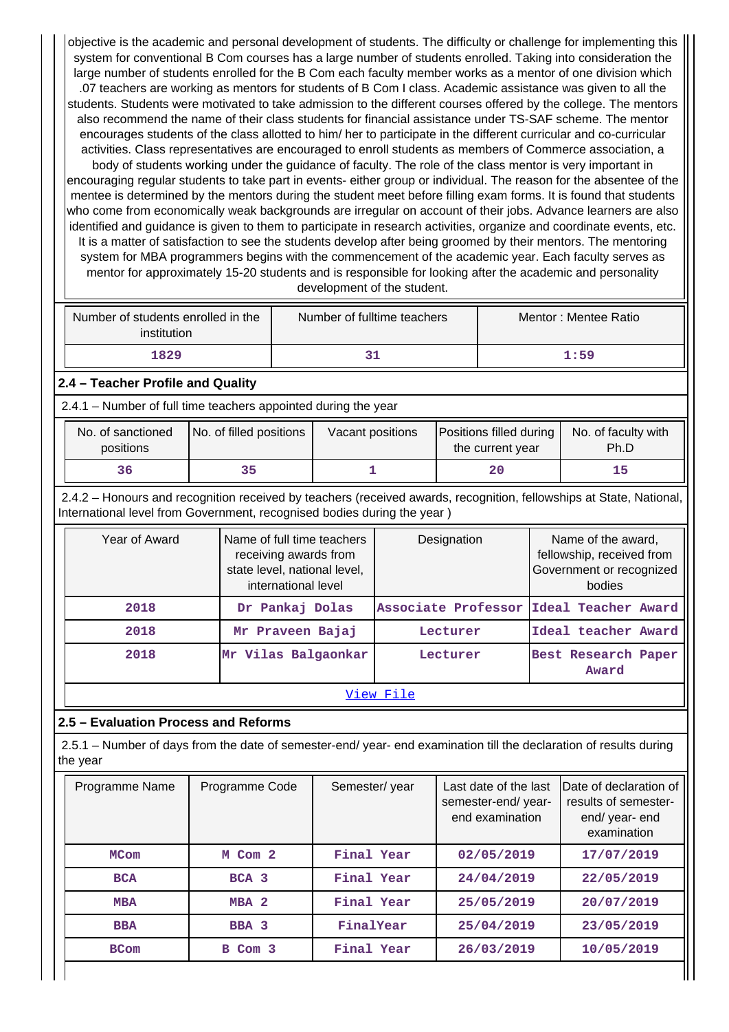objective is the academic and personal development of students. The difficulty or challenge for implementing this system for conventional B Com courses has a large number of students enrolled. Taking into consideration the large number of students enrolled for the B Com each faculty member works as a mentor of one division which .07 teachers are working as mentors for students of B Com I class. Academic assistance was given to all the students. Students were motivated to take admission to the different courses offered by the college. The mentors also recommend the name of their class students for financial assistance under TS-SAF scheme. The mentor encourages students of the class allotted to him/ her to participate in the different curricular and co-curricular activities. Class representatives are encouraged to enroll students as members of Commerce association, a body of students working under the guidance of faculty. The role of the class mentor is very important in encouraging regular students to take part in events- either group or individual. The reason for the absentee of the mentee is determined by the mentors during the student meet before filling exam forms. It is found that students who come from economically weak backgrounds are irregular on account of their jobs. Advance learners are also identified and guidance is given to them to participate in research activities, organize and coordinate events, etc. It is a matter of satisfaction to see the students develop after being groomed by their mentors. The mentoring system for MBA programmers begins with the commencement of the academic year. Each faculty serves as mentor for approximately 15-20 students and is responsible for looking after the academic and personality development of the student.

| Number of students enrolled in the institution | Number of fulltime teachers | Mentor : Mentee Ratio |
|---|---|---|
| 1829 | 31 | 1:59 |

## 2.4 – Teacher Profile and Quality

2.4.1 – Number of full time teachers appointed during the year

| No. of sanctioned positions | No. of filled positions | Vacant positions | Positions filled during the current year | No. of faculty with Ph.D |
|---|---|---|---|---|
| 36 | 35 | 1 | 20 | 15 |

2.4.2 – Honours and recognition received by teachers (received awards, recognition, fellowships at State, National, International level from Government, recognised bodies during the year )

| Year of Award | Name of full time teachers receiving awards from state level, national level, international level | Designation | Name of the award, fellowship, received from Government or recognized bodies |
|---|---|---|---|
| 2018 | Dr Pankaj Dolas | Associate Professor | Ideal Teacher Award |
| 2018 | Mr Praveen Bajaj | Lecturer | Ideal teacher Award |
| 2018 | Mr Vilas Balgaonkar | Lecturer | Best Research Paper Award |

View File

## 2.5 – Evaluation Process and Reforms

2.5.1 – Number of days from the date of semester-end/ year- end examination till the declaration of results during the year

| Programme Name | Programme Code | Semester/ year | Last date of the last semester-end/ year- end examination | Date of declaration of results of semester- end/ year- end examination |
|---|---|---|---|---|
| MCom | M Com 2 | Final Year | 02/05/2019 | 17/07/2019 |
| BCA | BCA 3 | Final Year | 24/04/2019 | 22/05/2019 |
| MBA | MBA 2 | Final Year | 25/05/2019 | 20/07/2019 |
| BBA | BBA 3 | FinalYear | 25/04/2019 | 23/05/2019 |
| BCom | B Com 3 | Final Year | 26/03/2019 | 10/05/2019 |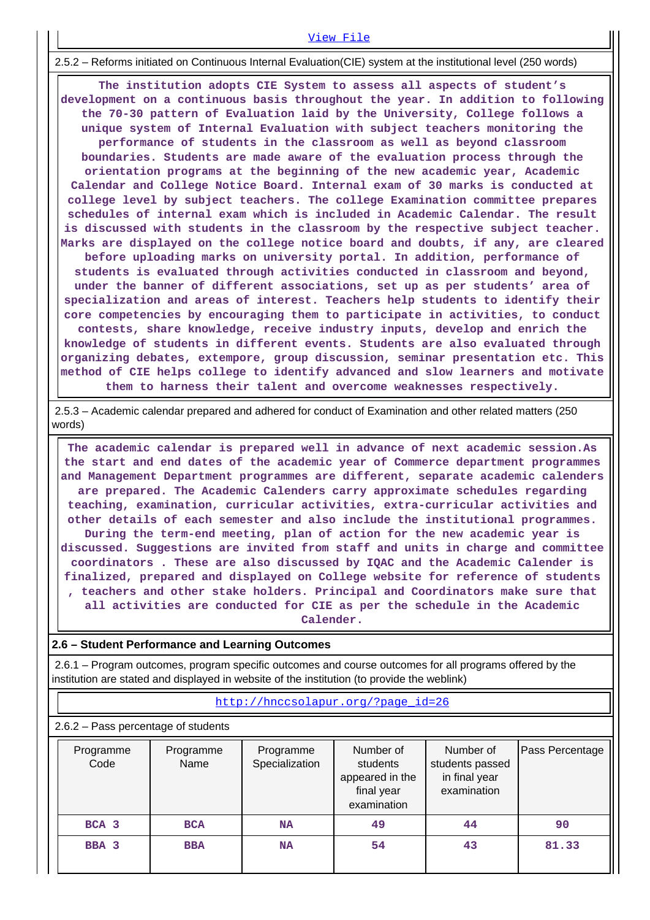[View File](#)

2.5.2 – Reforms initiated on Continuous Internal Evaluation(CIE) system at the institutional level (250 words)

**The institution adopts CIE System to assess all aspects of student's development on a continuous basis throughout the year. In addition to following the 70-30 pattern of Evaluation laid by the University, College follows a unique system of Internal Evaluation with subject teachers monitoring the performance of students in the classroom as well as beyond classroom boundaries. Students are made aware of the evaluation process through the orientation programs at the beginning of the new academic year, Academic Calendar and College Notice Board. Internal exam of 30 marks is conducted at college level by subject teachers. The college Examination committee prepares schedules of internal exam which is included in Academic Calendar. The result is discussed with students in the classroom by the respective subject teacher. Marks are displayed on the college notice board and doubts, if any, are cleared before uploading marks on university portal. In addition, performance of students is evaluated through activities conducted in classroom and beyond, under the banner of different associations, set up as per students' area of specialization and areas of interest. Teachers help students to identify their core competencies by encouraging them to participate in activities, to conduct contests, share knowledge, receive industry inputs, develop and enrich the knowledge of students in different events. Students are also evaluated through organizing debates, extempore, group discussion, seminar presentation etc. This method of CIE helps college to identify advanced and slow learners and motivate them to harness their talent and overcome weaknesses respectively.**

2.5.3 – Academic calendar prepared and adhered for conduct of Examination and other related matters (250 words)

**The academic calendar is prepared well in advance of next academic session.As the start and end dates of the academic year of Commerce department programmes and Management Department programmes are different, separate academic calenders are prepared. The Academic Calenders carry approximate schedules regarding teaching, examination, curricular activities, extra-curricular activities and other details of each semester and also include the institutional programmes. During the term-end meeting, plan of action for the new academic year is discussed. Suggestions are invited from staff and units in charge and committee coordinators . These are also discussed by IQAC and the Academic Calender is finalized, prepared and displayed on College website for reference of students , teachers and other stake holders. Principal and Coordinators make sure that all activities are conducted for CIE as per the schedule in the Academic Calender.**

## 2.6 – Student Performance and Learning Outcomes

2.6.1 – Program outcomes, program specific outcomes and course outcomes for all programs offered by the institution are stated and displayed in website of the institution (to provide the weblink)

http://hnccsolapur.org/?page_id=26

2.6.2 – Pass percentage of students

| Programme Code | Programme Name | Programme Specialization | Number of students appeared in the final year examination | Number of students passed in final year examination | Pass Percentage |
|---|---|---|---|---|---|
| **BCA 3** | **BCA** | **NA** | **49** | **44** | **90** |
| **BBA 3** | **BBA** | **NA** | **54** | **43** | **81.33** |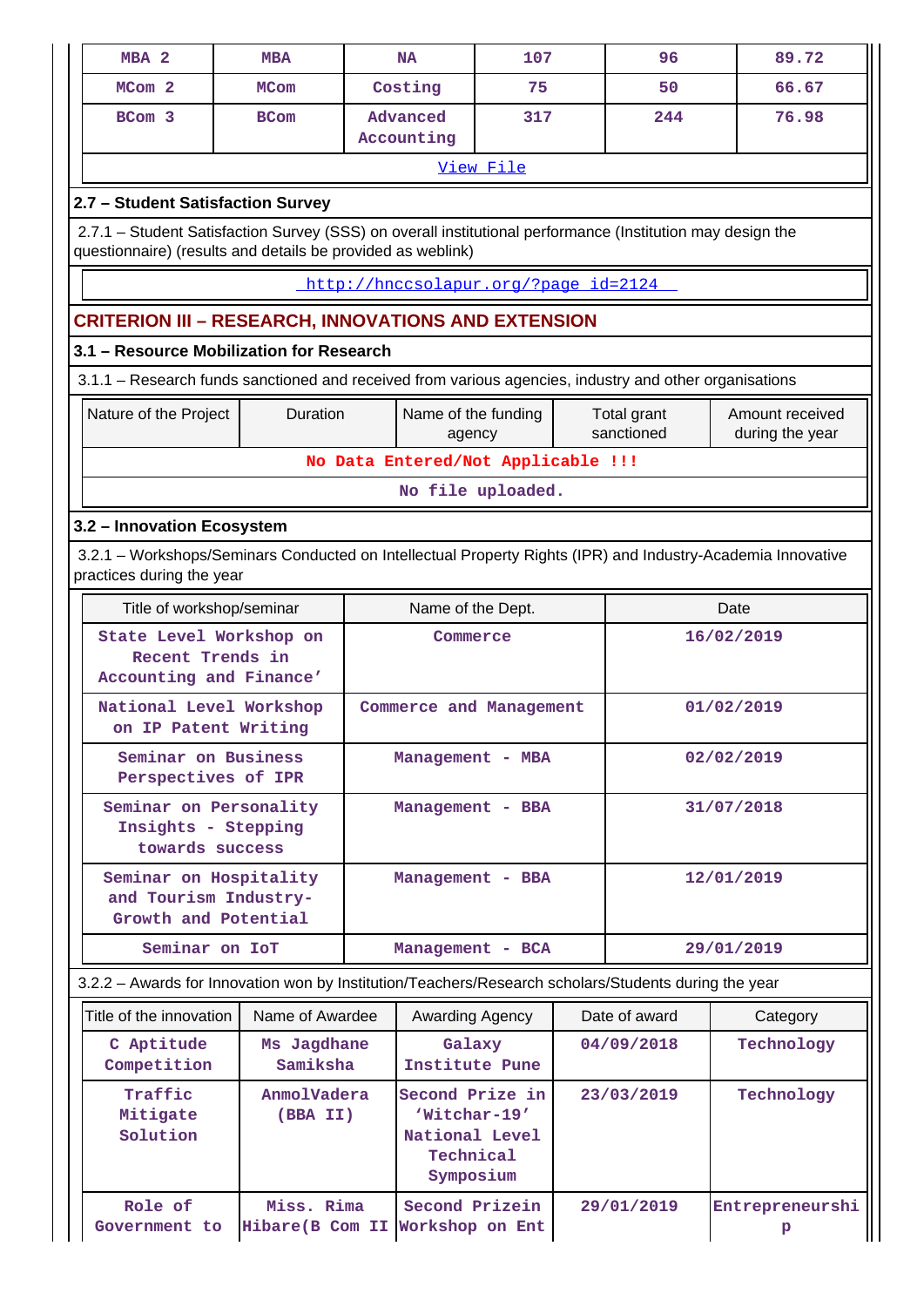| MBA 2 | MBA | NA | 107 | 96 | 89.72 |
|---|---|---|---|---|---|
| MCom 2 | MCom | Costing | 75 | 50 | 66.67 |
| BCom 3 | BCom | Advanced Accounting | 317 | 244 | 76.98 |

View File

### 2.7 – Student Satisfaction Survey

2.7.1 – Student Satisfaction Survey (SSS) on overall institutional performance (Institution may design the questionnaire) (results and details be provided as weblink)

http://hnccsolapur.org/?page_id=2124

## CRITERION III – RESEARCH, INNOVATIONS AND EXTENSION

### 3.1 – Resource Mobilization for Research

3.1.1 – Research funds sanctioned and received from various agencies, industry and other organisations

| Nature of the Project | Duration | Name of the funding agency | Total grant sanctioned | Amount received during the year |
|---|---|---|---|---|
| No Data Entered/Not Applicable !!! | | | | |

No file uploaded.

### 3.2 – Innovation Ecosystem

3.2.1 – Workshops/Seminars Conducted on Intellectual Property Rights (IPR) and Industry-Academia Innovative practices during the year

| Title of workshop/seminar | Name of the Dept. | Date |
|---|---|---|
| State Level Workshop on Recent Trends in Accounting and Finance’ | Commerce | 16/02/2019 |
| National Level Workshop on IP Patent Writing | Commerce and Management | 01/02/2019 |
| Seminar on Business Perspectives of IPR | Management - MBA | 02/02/2019 |
| Seminar on Personality Insights - Stepping towards success | Management - BBA | 31/07/2018 |
| Seminar on Hospitality and Tourism Industry-Growth and Potential | Management - BBA | 12/01/2019 |
| Seminar on IoT | Management - BCA | 29/01/2019 |

3.2.2 – Awards for Innovation won by Institution/Teachers/Research scholars/Students during the year

| Title of the innovation | Name of Awardee | Awarding Agency | Date of award | Category |
|---|---|---|---|---|
| C Aptitude Competition | Ms Jagdhane Samiksha | Galaxy Institute Pune | 04/09/2018 | Technology |
| Traffic Mitigate Solution | AnmolVadera (BBA II) | Second Prize in ‘Witchar-19’ National Level Technical Symposium | 23/03/2019 | Technology |
| Role of Government to | Miss. Rima Hibare(B Com II | Second Prizein Workshop on Ent | 29/01/2019 | Entrepreneurship |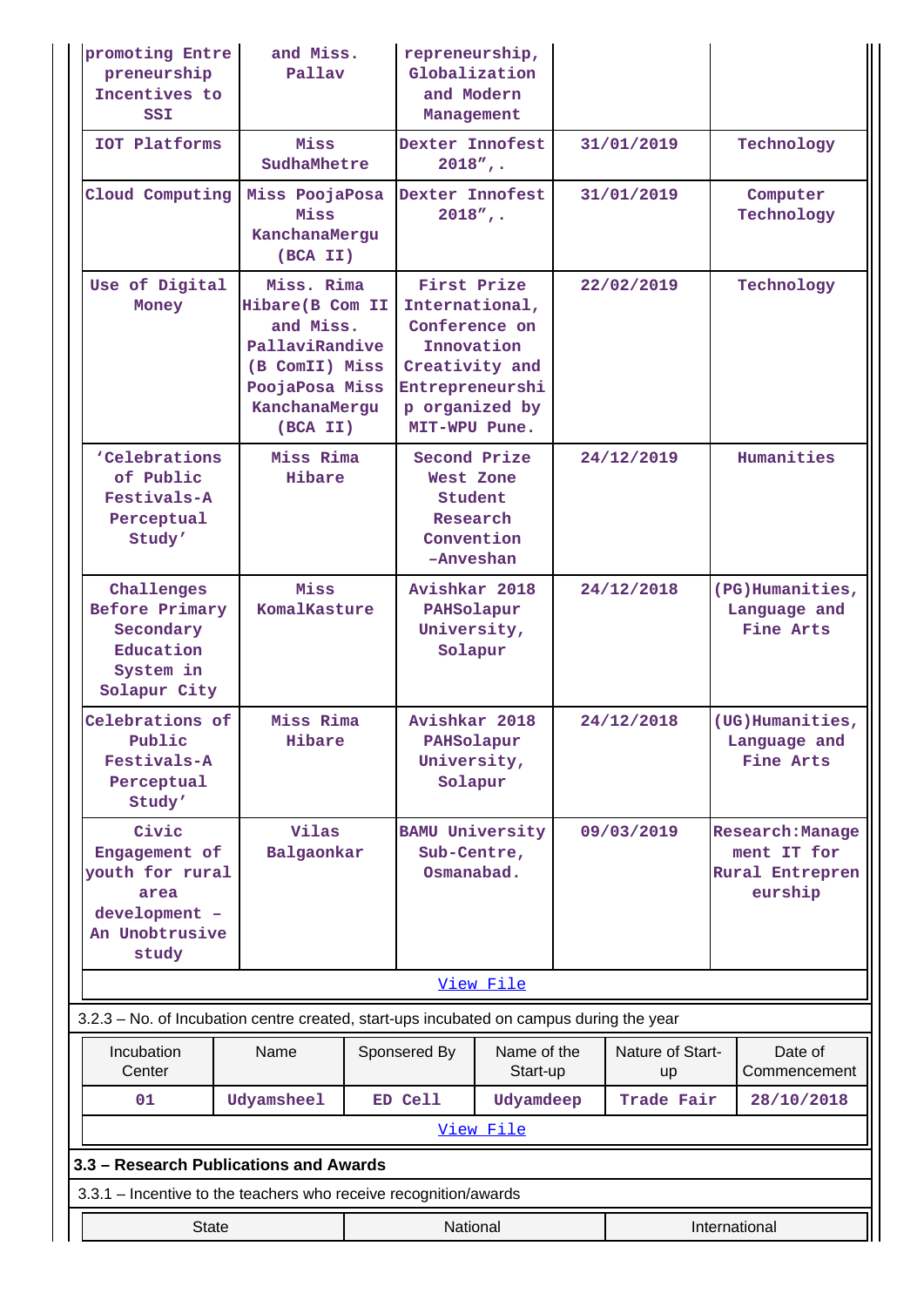| promoting Entrepreneurship Incentives to SSI | and Miss. Pallav | repreneurship, Globalization and Modern Management | | |
|---|---|---|---|---|
| IOT Platforms | Miss SudhaMhetre | Dexter Innofest 2018",. | 31/01/2019 | Technology |
| Cloud Computing | Miss PoojaPosa Miss KanchanaMergu (BCA II) | Dexter Innofest 2018",. | 31/01/2019 | Computer Technology |
| Use of Digital Money | Miss. Rima Hibare(B Com II and Miss. PallaviRandive (B ComII) Miss PoojaPosa Miss KanchanaMergu (BCA II) | First Prize International, Conference on Innovation Creativity and Entrepreneurship organized by MIT-WPU Pune. | 22/02/2019 | Technology |
| 'Celebrations of Public Festivals-A Perceptual Study' | Miss Rima Hibare | Second Prize West Zone Student Research Convention –Anveshan | 24/12/2019 | Humanities |
| Challenges Before Primary Secondary Education System in Solapur City | Miss KomalKasture | Avishkar 2018 PAHSolapur University, Solapur | 24/12/2018 | (PG)Humanities, Language and Fine Arts |
| Celebrations of Public Festivals-A Perceptual Study' | Miss Rima Hibare | Avishkar 2018 PAHSolapur University, Solapur | 24/12/2018 | (UG)Humanities, Language and Fine Arts |
| Civic Engagement of youth for rural area development – An Unobtrusive study | Vilas Balgaonkar | BAMU University Sub-Centre, Osmanabad. | 09/03/2019 | Research:Management IT for Rural Entrepreneurship |

View File

3.2.3 – No. of Incubation centre created, start-ups incubated on campus during the year

| Incubation Center | Name | Sponsered By | Name of the Start-up | Nature of Start-up | Date of Commencement |
|---|---|---|---|---|---|
| 01 | Udyamsheel | ED Cell | Udyamdeep | Trade Fair | 28/10/2018 |

View File

## 3.3 – Research Publications and Awards

3.3.1 – Incentive to the teachers who receive recognition/awards

| State | National | International |
|---|---|---|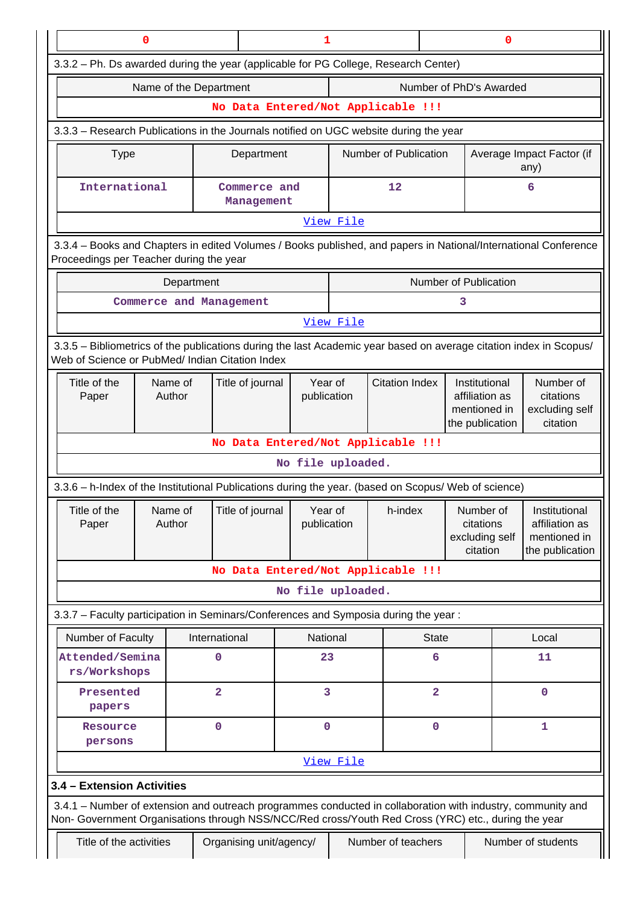| 0 | 1 | 0 |
|---|---|---|

3.3.2 – Ph. Ds awarded during the year (applicable for PG College, Research Center)

| Name of the Department | Number of PhD's Awarded |
|---|---|
| No Data Entered/Not Applicable !!! | |

3.3.3 – Research Publications in the Journals notified on UGC website during the year

| Type | Department | Number of Publication | Average Impact Factor (if any) |
|---|---|---|---|
| International | Commerce and Management | 12 | 6 |
| View File | | | |

3.3.4 – Books and Chapters in edited Volumes / Books published, and papers in National/International Conference Proceedings per Teacher during the year

| Department | Number of Publication |
|---|---|
| Commerce and Management | 3 |
| View File | |

3.3.5 – Bibliometrics of the publications during the last Academic year based on average citation index in Scopus/ Web of Science or PubMed/ Indian Citation Index

| Title of the Paper | Name of Author | Title of journal | Year of publication | Citation Index | Institutional affiliation as mentioned in the publication | Number of citations excluding self citation |
|---|---|---|---|---|---|---|
| No Data Entered/Not Applicable !!! | | | | | | |
| No file uploaded. | | | | | | |

3.3.6 – h-Index of the Institutional Publications during the year. (based on Scopus/ Web of science)

| Title of the Paper | Name of Author | Title of journal | Year of publication | h-index | Number of citations excluding self citation | Institutional affiliation as mentioned in the publication |
|---|---|---|---|---|---|---|
| No Data Entered/Not Applicable !!! | | | | | | |
| No file uploaded. | | | | | | |

3.3.7 – Faculty participation in Seminars/Conferences and Symposia during the year :

| Number of Faculty | International | National | State | Local |
|---|---|---|---|---|
| Attended/Seminars/Workshops | 0 | 23 | 6 | 11 |
| Presented papers | 2 | 3 | 2 | 0 |
| Resource persons | 0 | 0 | 0 | 1 |
| View File | | | | |

**3.4 – Extension Activities**

3.4.1 – Number of extension and outreach programmes conducted in collaboration with industry, community and Non- Government Organisations through NSS/NCC/Red cross/Youth Red Cross (YRC) etc., during the year

| Title of the activities | Organising unit/agency/ | Number of teachers | Number of students |
|---|---|---|---|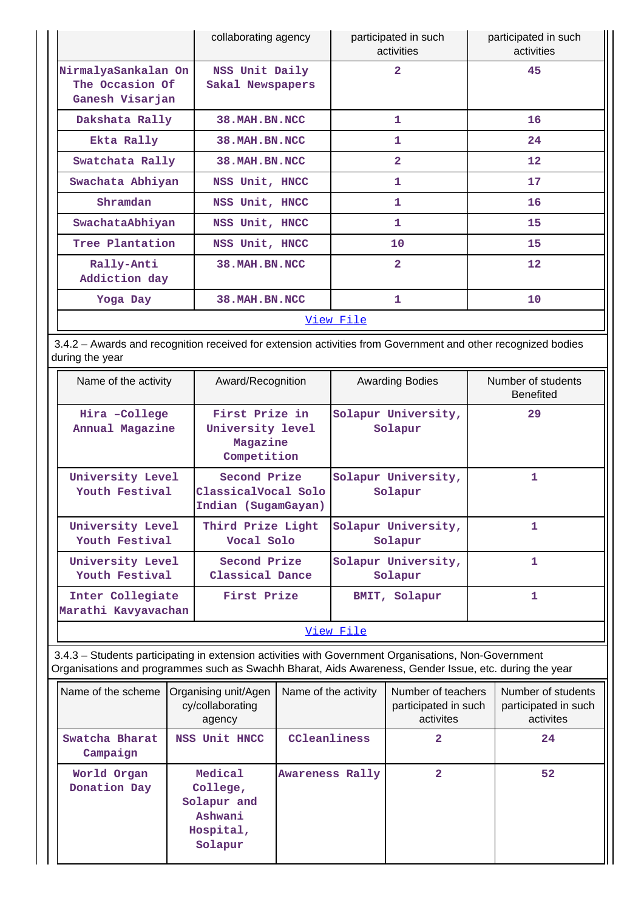| | collaborating agency | participated in such activities | participated in such activities |
|---|---|---|---|
| NirmalyaSankalan On The Occasion Of Ganesh Visarjan | NSS Unit Daily Sakal Newspapers | 2 | 45 |
| Dakshata Rally | 38.MAH.BN.NCC | 1 | 16 |
| Ekta Rally | 38.MAH.BN.NCC | 1 | 24 |
| Swatchata Rally | 38.MAH.BN.NCC | 2 | 12 |
| Swachata Abhiyan | NSS Unit, HNCC | 1 | 17 |
| Shramdan | NSS Unit, HNCC | 1 | 16 |
| SwachataAbhiyan | NSS Unit, HNCC | 1 | 15 |
| Tree Plantation | NSS Unit, HNCC | 10 | 15 |
| Rally-Anti Addiction day | 38.MAH.BN.NCC | 2 | 12 |
| Yoga Day | 38.MAH.BN.NCC | 1 | 10 |

View File

3.4.2 – Awards and recognition received for extension activities from Government and other recognized bodies during the year

| Name of the activity | Award/Recognition | Awarding Bodies | Number of students Benefited |
|---|---|---|---|
| Hira –College Annual Magazine | First Prize in University level Magazine Competition | Solapur University, Solapur | 29 |
| University Level Youth Festival | Second Prize ClassicalVocal Solo Indian (SugamGayan) | Solapur University, Solapur | 1 |
| University Level Youth Festival | Third Prize Light Vocal Solo | Solapur University, Solapur | 1 |
| University Level Youth Festival | Second Prize Classical Dance | Solapur University, Solapur | 1 |
| Inter Collegiate Marathi Kavyavachan | First Prize | BMIT, Solapur | 1 |

View File

3.4.3 – Students participating in extension activities with Government Organisations, Non-Government Organisations and programmes such as Swachh Bharat, Aids Awareness, Gender Issue, etc. during the year

| Name of the scheme | Organising unit/Agency/collaborating agency | Name of the activity | Number of teachers participated in such activites | Number of students participated in such activites |
|---|---|---|---|---|
| Swatcha Bharat Campaign | NSS Unit HNCC | CCleanliness | 2 | 24 |
| World Organ Donation Day | Medical College, Solapur and Ashwani Hospital, Solapur | Awareness Rally | 2 | 52 |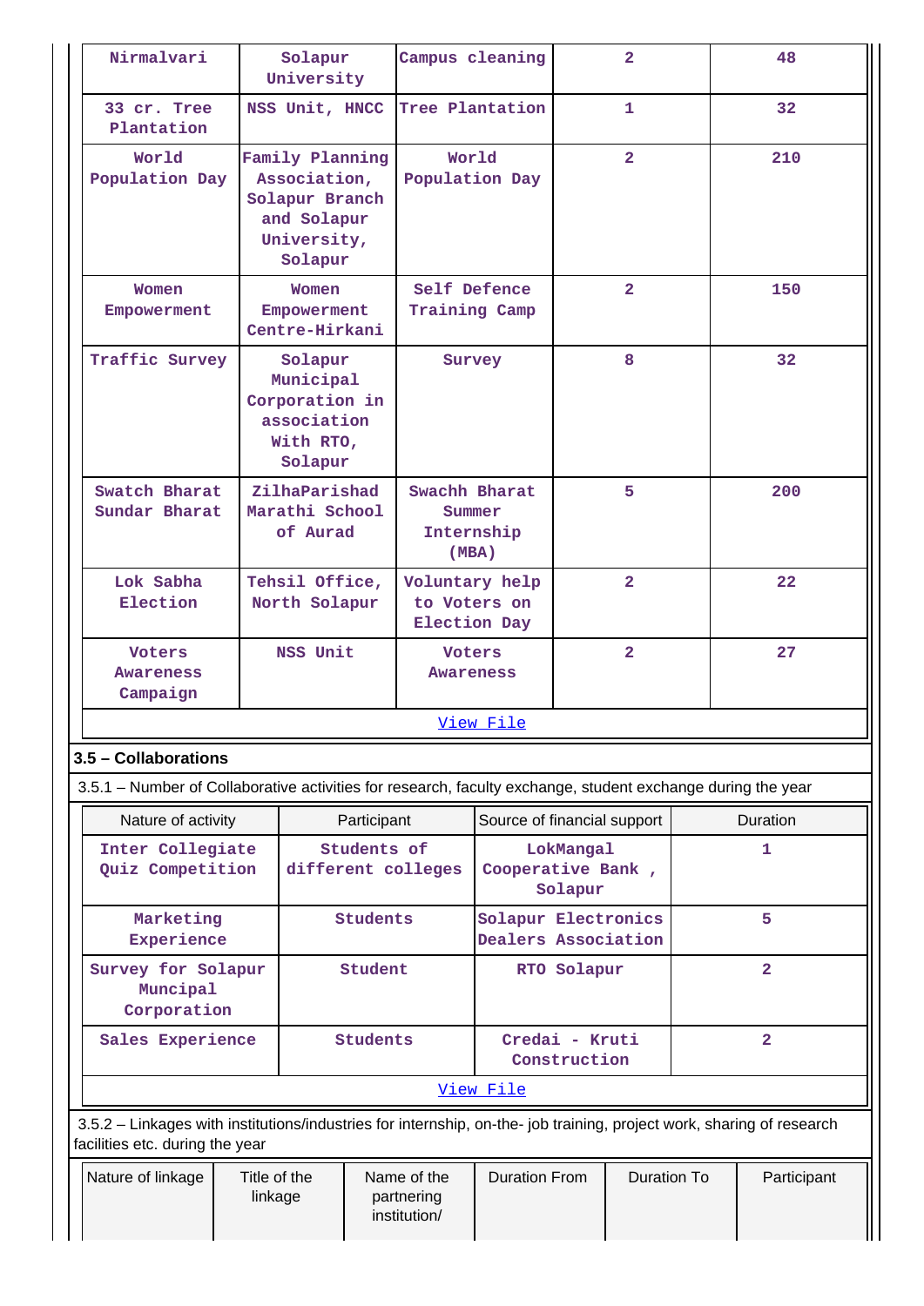| Nirmalvari | Solapur University | Campus cleaning | 2 | 48 |
|---|---|---|---|---|
| 33 cr. Tree Plantation | NSS Unit, HNCC | Tree Plantation | 1 | 32 |
| World Population Day | Family Planning Association, Solapur Branch and Solapur University, Solapur | World Population Day | 2 | 210 |
| Women Empowerment | Women Empowerment Centre-Hirkani | Self Defence Training Camp | 2 | 150 |
| Traffic Survey | Solapur Municipal Corporation in association With RTO, Solapur | Survey | 8 | 32 |
| Swatch Bharat Sundar Bharat | ZilhaParishad Marathi School of Aurad | Swachh Bharat Summer Internship (MBA) | 5 | 200 |
| Lok Sabha Election | Tehsil Office, North Solapur | Voluntary help to Voters on Election Day | 2 | 22 |
| Voters Awareness Campaign | NSS Unit | Voters Awareness | 2 | 27 |

View File

**3.5 – Collaborations**

3.5.1 – Number of Collaborative activities for research, faculty exchange, student exchange during the year

| Nature of activity | Participant | Source of financial support | Duration |
|---|---|---|---|
| Inter Collegiate Quiz Competition | Students of different colleges | LokMangal Cooperative Bank , Solapur | 1 |
| Marketing Experience | Students | Solapur Electronics Dealers Association | 5 |
| Survey for Solapur Muncipal Corporation | Student | RTO Solapur | 2 |
| Sales Experience | Students | Credai - Kruti Construction | 2 |

View File

3.5.2 – Linkages with institutions/industries for internship, on-the- job training, project work, sharing of research facilities etc. during the year

| Nature of linkage | Title of the linkage | Name of the partnering institution/ | Duration From | Duration To | Participant |
|---|---|---|---|---|---|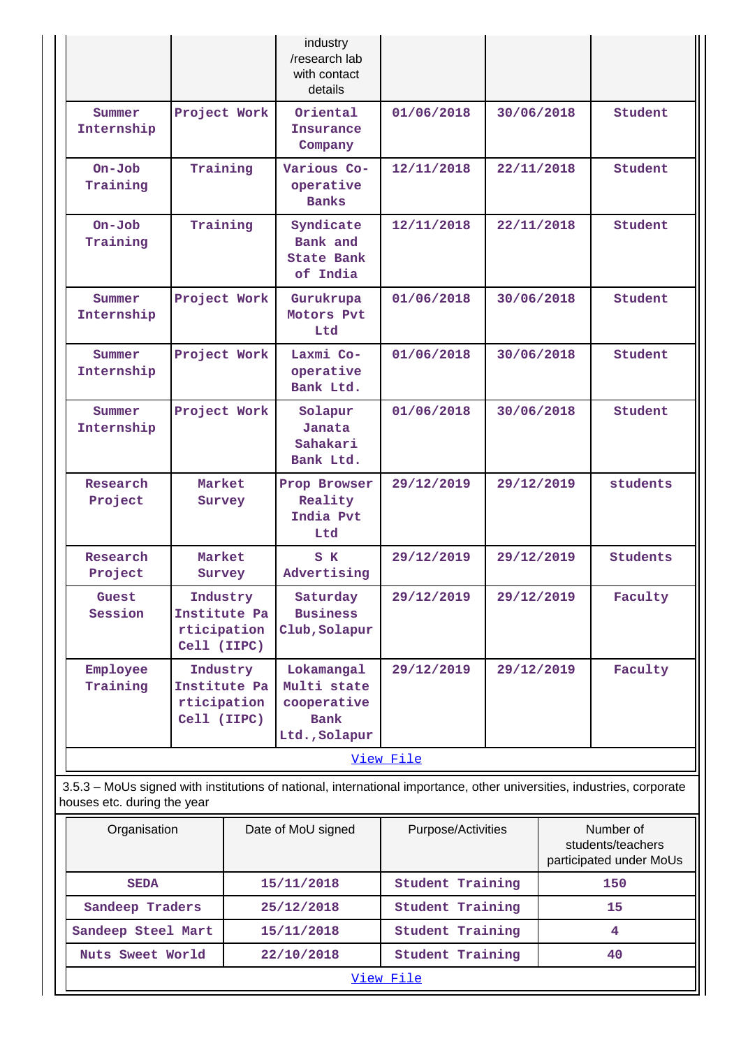| | | industry /research lab with contact details | | | |
|---|---|---|---|---|---|
| Summer Internship | Project Work | Oriental Insurance Company | 01/06/2018 | 30/06/2018 | Student |
| On-Job Training | Training | Various Co-operative Banks | 12/11/2018 | 22/11/2018 | Student |
| On-Job Training | Training | Syndicate Bank and State Bank of India | 12/11/2018 | 22/11/2018 | Student |
| Summer Internship | Project Work | Gurukrupa Motors Pvt Ltd | 01/06/2018 | 30/06/2018 | Student |
| Summer Internship | Project Work | Laxmi Co-operative Bank Ltd. | 01/06/2018 | 30/06/2018 | Student |
| Summer Internship | Project Work | Solapur Janata Sahakari Bank Ltd. | 01/06/2018 | 30/06/2018 | Student |
| Research Project | Market Survey | Prop Browser Reality India Pvt Ltd | 29/12/2019 | 29/12/2019 | students |
| Research Project | Market Survey | S K Advertising | 29/12/2019 | 29/12/2019 | Students |
| Guest Session | Industry Institute Participation Cell (IIPC) | Saturday Business Club, Solapur | 29/12/2019 | 29/12/2019 | Faculty |
| Employee Training | Industry Institute Participation Cell (IIPC) | Lokamangal Multi state cooperative Bank Ltd., Solapur | 29/12/2019 | 29/12/2019 | Faculty |

View File

3.5.3 – MoUs signed with institutions of national, international importance, other universities, industries, corporate houses etc. during the year

| Organisation | Date of MoU signed | Purpose/Activities | Number of students/teachers participated under MoUs |
|---|---|---|---|
| SEDA | 15/11/2018 | Student Training | 150 |
| Sandeep Traders | 25/12/2018 | Student Training | 15 |
| Sandeep Steel Mart | 15/11/2018 | Student Training | 4 |
| Nuts Sweet World | 22/10/2018 | Student Training | 40 |

View File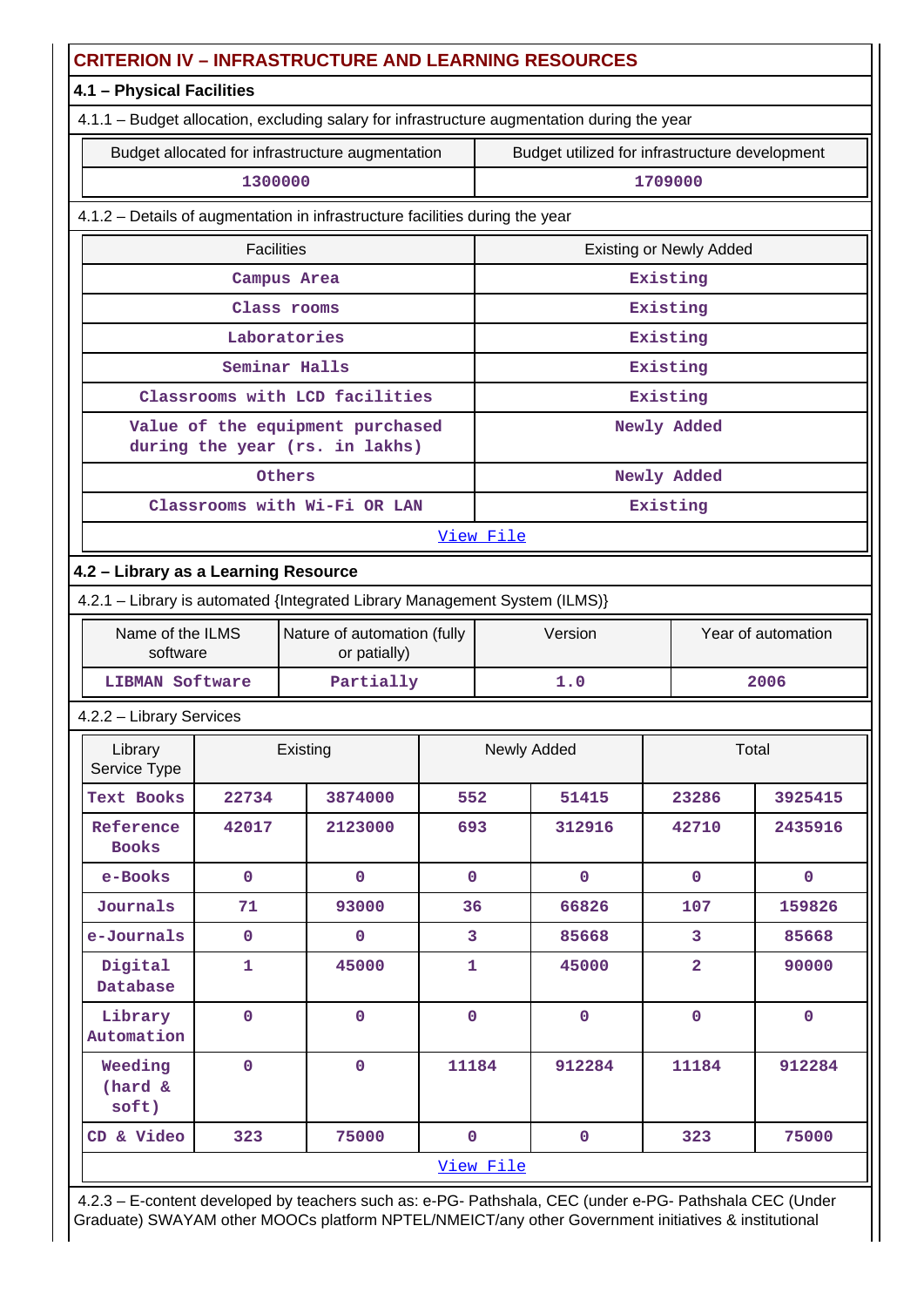## CRITERION IV – INFRASTRUCTURE AND LEARNING RESOURCES

### 4.1 – Physical Facilities

4.1.1 – Budget allocation, excluding salary for infrastructure augmentation during the year

| Budget allocated for infrastructure augmentation | Budget utilized for infrastructure development |
|---|---|
| 1300000 | 1709000 |

4.1.2 – Details of augmentation in infrastructure facilities during the year

| Facilities | Existing or Newly Added |
|---|---|
| Campus Area | Existing |
| Class rooms | Existing |
| Laboratories | Existing |
| Seminar Halls | Existing |
| Classrooms with LCD facilities | Existing |
| Value of the equipment purchased during the year (rs. in lakhs) | Newly Added |
| Others | Newly Added |
| Classrooms with Wi-Fi OR LAN | Existing |

[View File]

### 4.2 – Library as a Learning Resource

4.2.1 – Library is automated {Integrated Library Management System (ILMS)}

| Name of the ILMS software | Nature of automation (fully or patially) | Version | Year of automation |
|---|---|---|---|
| LIBMAN Software | Partially | 1.0 | 2006 |

4.2.2 – Library Services

| Library Service Type | Existing | | Newly Added | | Total | |
|---|---|---|---|---|---|---|
| Text Books | 22734 | 3874000 | 552 | 51415 | 23286 | 3925415 |
| Reference Books | 42017 | 2123000 | 693 | 312916 | 42710 | 2435916 |
| e-Books | 0 | 0 | 0 | 0 | 0 | 0 |
| Journals | 71 | 93000 | 36 | 66826 | 107 | 159826 |
| e-Journals | 0 | 0 | 3 | 85668 | 3 | 85668 |
| Digital Database | 1 | 45000 | 1 | 45000 | 2 | 90000 |
| Library Automation | 0 | 0 | 0 | 0 | 0 | 0 |
| Weeding (hard & soft) | 0 | 0 | 11184 | 912284 | 11184 | 912284 |
| CD & Video | 323 | 75000 | 0 | 0 | 323 | 75000 |

[View File]

4.2.3 – E-content developed by teachers such as: e-PG- Pathshala, CEC (under e-PG- Pathshala CEC (Under Graduate) SWAYAM other MOOCs platform NPTEL/NMEICT/any other Government initiatives & institutional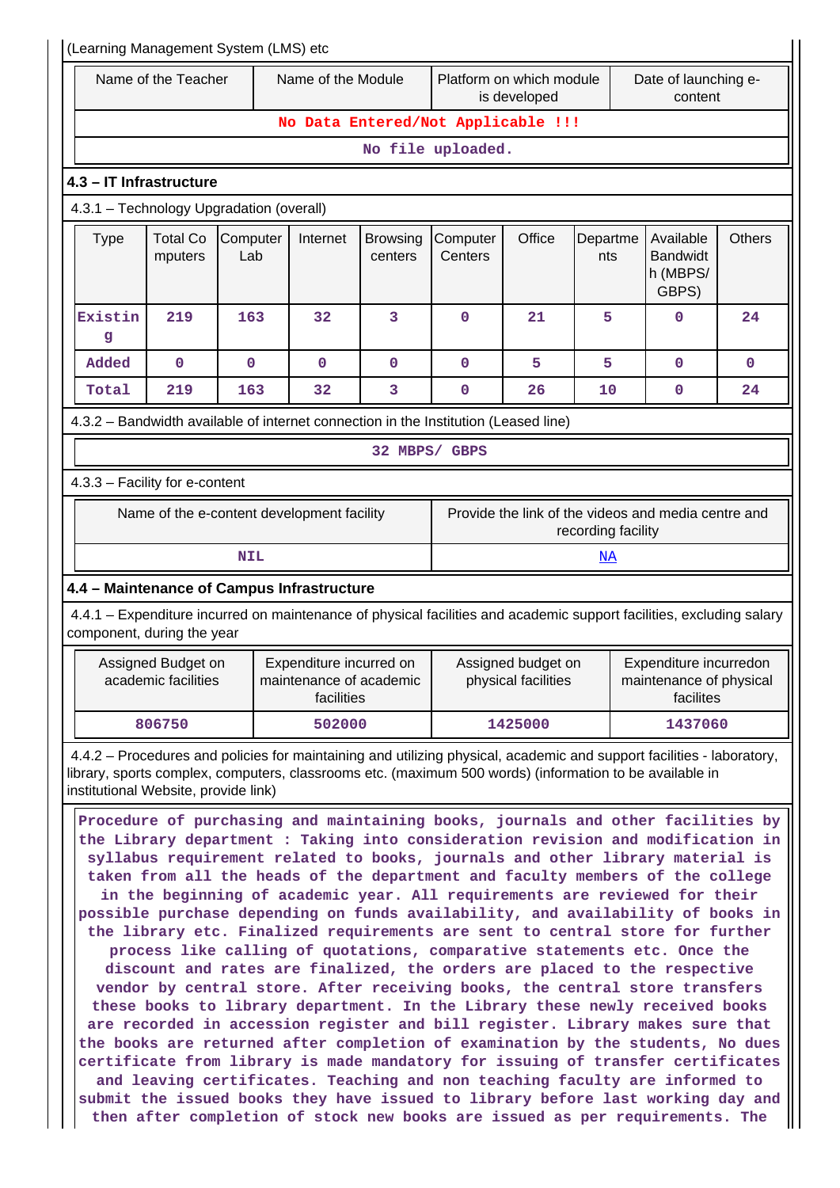(Learning Management System (LMS) etc

| Name of the Teacher | Name of the Module | Platform on which module is developed | Date of launching e-content |
|---|---|---|---|
| No Data Entered/Not Applicable !!! | | | |
| No file uploaded. | | | |

**4.3 – IT Infrastructure**

4.3.1 – Technology Upgradation (overall)

| Type | Total Computers | Computer Lab | Internet | Browsing centers | Computer Centers | Office | Departments | Available Bandwidth (MBPS/ GBPS) | Others |
|---|---|---|---|---|---|---|---|---|---|
| Existing | 219 | 163 | 32 | 3 | 0 | 21 | 5 | 0 | 24 |
| Added | 0 | 0 | 0 | 0 | 0 | 5 | 5 | 0 | 0 |
| Total | 219 | 163 | 32 | 3 | 0 | 26 | 10 | 0 | 24 |

4.3.2 – Bandwidth available of internet connection in the Institution (Leased line)

32 MBPS/ GBPS

4.3.3 – Facility for e-content

| Name of the e-content development facility | Provide the link of the videos and media centre and recording facility |
|---|---|
| NIL | NA |

**4.4 – Maintenance of Campus Infrastructure**

4.4.1 – Expenditure incurred on maintenance of physical facilities and academic support facilities, excluding salary component, during the year

| Assigned Budget on academic facilities | Expenditure incurred on maintenance of academic facilities | Assigned budget on physical facilities | Expenditure incurredon maintenance of physical facilites |
|---|---|---|---|
| 806750 | 502000 | 1425000 | 1437060 |

4.4.2 – Procedures and policies for maintaining and utilizing physical, academic and support facilities - laboratory, library, sports complex, computers, classrooms etc. (maximum 500 words) (information to be available in institutional Website, provide link)

Procedure of purchasing and maintaining books, journals and other facilities by the Library department : Taking into consideration revision and modification in syllabus requirement related to books, journals and other library material is taken from all the heads of the department and faculty members of the college in the beginning of academic year. All requirements are reviewed for their possible purchase depending on funds availability, and availability of books in the library etc. Finalized requirements are sent to central store for further process like calling of quotations, comparative statements etc. Once the discount and rates are finalized, the orders are placed to the respective vendor by central store. After receiving books, the central store transfers these books to library department. In the Library these newly received books are recorded in accession register and bill register. Library makes sure that the books are returned after completion of examination by the students, No dues certificate from library is made mandatory for issuing of transfer certificates and leaving certificates. Teaching and non teaching faculty are informed to submit the issued books they have issued to library before last working day and then after completion of stock new books are issued as per requirements. The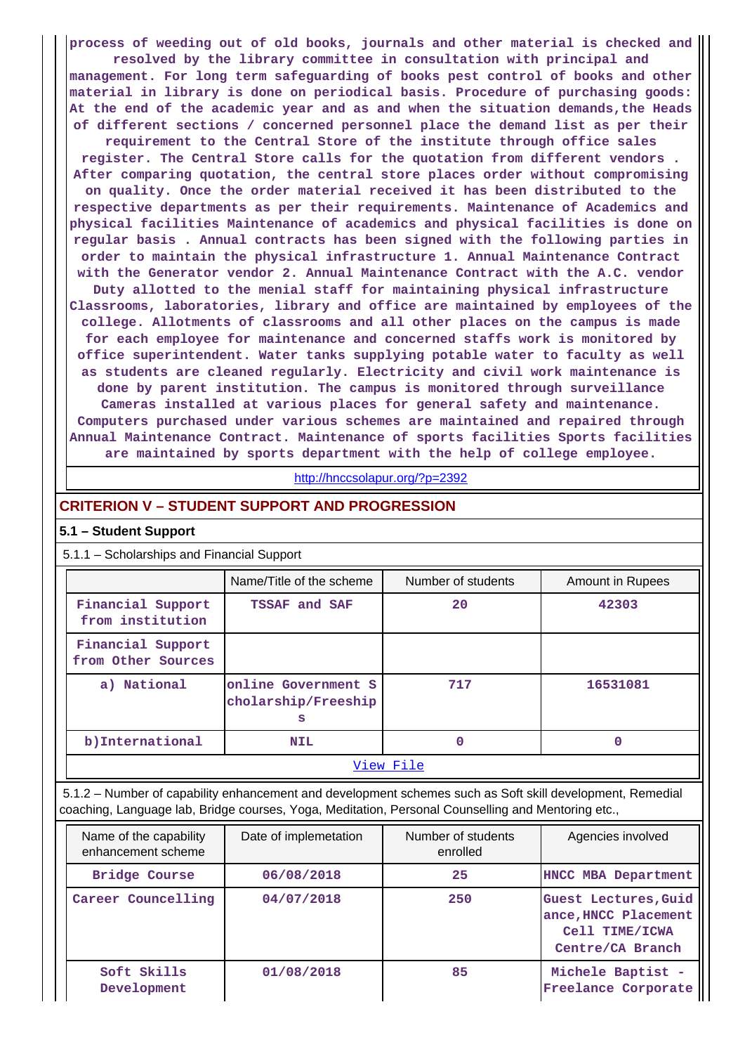process of weeding out of old books, journals and other material is checked and resolved by the library committee in consultation with principal and management. For long term safeguarding of books pest control of books and other material in library is done on periodical basis. Procedure of purchasing goods: At the end of the academic year and as and when the situation demands,the Heads of different sections / concerned personnel place the demand list as per their requirement to the Central Store of the institute through office sales register. The Central Store calls for the quotation from different vendors . After comparing quotation, the central store places order without compromising on quality. Once the order material received it has been distributed to the respective departments as per their requirements. Maintenance of Academics and physical facilities Maintenance of academics and physical facilities is done on regular basis . Annual contracts has been signed with the following parties in order to maintain the physical infrastructure 1. Annual Maintenance Contract with the Generator vendor 2. Annual Maintenance Contract with the A.C. vendor Duty allotted to the menial staff for maintaining physical infrastructure Classrooms, laboratories, library and office are maintained by employees of the college. Allotments of classrooms and all other places on the campus is made for each employee for maintenance and concerned staffs work is monitored by office superintendent. Water tanks supplying potable water to faculty as well as students are cleaned regularly. Electricity and civil work maintenance is done by parent institution. The campus is monitored through surveillance Cameras installed at various places for general safety and maintenance. Computers purchased under various schemes are maintained and repaired through Annual Maintenance Contract. Maintenance of sports facilities Sports facilities are maintained by sports department with the help of college employee.

http://hnccsolapur.org/?p=2392

## CRITERION V – STUDENT SUPPORT AND PROGRESSION

### 5.1 – Student Support

5.1.1 – Scholarships and Financial Support

| | Name/Title of the scheme | Number of students | Amount in Rupees |
|---|---|---|---|
| Financial Support from institution | TSSAF and SAF | 20 | 42303 |
| Financial Support from Other Sources | | | |
| a) National | online Government Scholarship/Freeships | 717 | 16531081 |
| b)International | NIL | 0 | 0 |

View File

5.1.2 – Number of capability enhancement and development schemes such as Soft skill development, Remedial coaching, Language lab, Bridge courses, Yoga, Meditation, Personal Councelling and Mentoring etc.,

| Name of the capability enhancement scheme | Date of implemetation | Number of students enrolled | Agencies involved |
|---|---|---|---|
| Bridge Course | 06/08/2018 | 25 | HNCC MBA Department |
| Career Councelling | 04/07/2018 | 250 | Guest Lectures,Guidance,HNCC Placement Cell TIME/ICWA Centre/CA Branch |
| Soft Skills Development | 01/08/2018 | 85 | Michele Baptist - Freelance Corporate |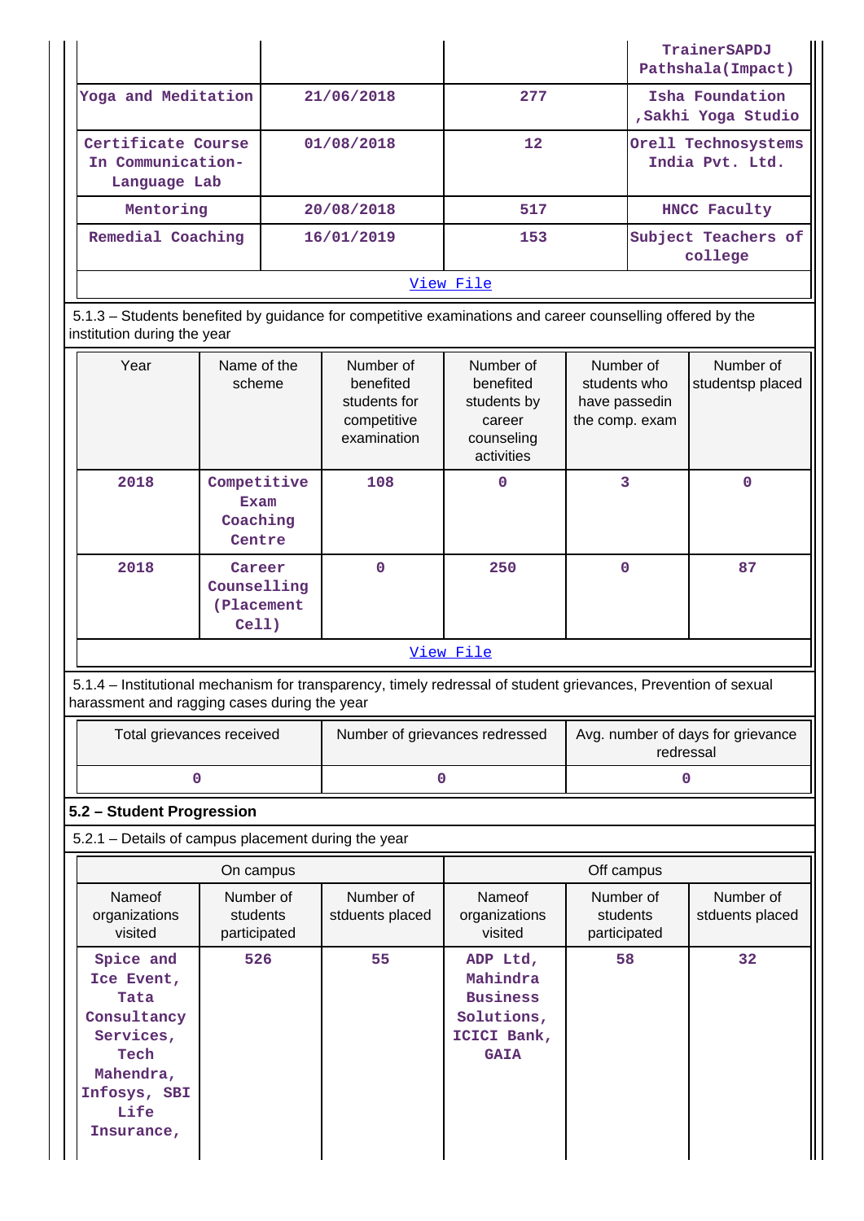| | | | TrainerSAPDJ Pathshala(Impact) |
|---|---|---|---|
| Yoga and Meditation | 21/06/2018 | 277 | Isha Foundation ,Sakhi Yoga Studio |
| Certificate Course In Communication-Language Lab | 01/08/2018 | 12 | Orell Technosystems India Pvt. Ltd. |
| Mentoring | 20/08/2018 | 517 | HNCC Faculty |
| Remedial Coaching | 16/01/2019 | 153 | Subject Teachers of college |

View File

5.1.3 – Students benefited by guidance for competitive examinations and career counselling offered by the institution during the year

| Year | Name of the scheme | Number of benefited students for competitive examination | Number of benefited students by career counseling activities | Number of students who have passedin the comp. exam | Number of studentsp placed |
|---|---|---|---|---|---|
| 2018 | Competitive Exam Coaching Centre | 108 | 0 | 3 | 0 |
| 2018 | Career Counselling (Placement Cell) | 0 | 250 | 0 | 87 |

View File

5.1.4 – Institutional mechanism for transparency, timely redressal of student grievances, Prevention of sexual harassment and ragging cases during the year

| Total grievances received | Number of grievances redressed | Avg. number of days for grievance redressal |
|---|---|---|
| 0 | 0 | 0 |

## 5.2 – Student Progression

5.2.1 – Details of campus placement during the year

| On campus | | | Off campus | | |
|---|---|---|---|---|---|
| Nameof organizations visited | Number of students participated | Number of stduents placed | Nameof organizations visited | Number of students participated | Number of stduents placed |
| Spice and Ice Event, Tata Consultancy Services, Tech Mahendra, Infosys, SBI Life Insurance, | 526 | 55 | ADP Ltd, Mahindra Business Solutions, ICICI Bank, GAIA | 58 | 32 |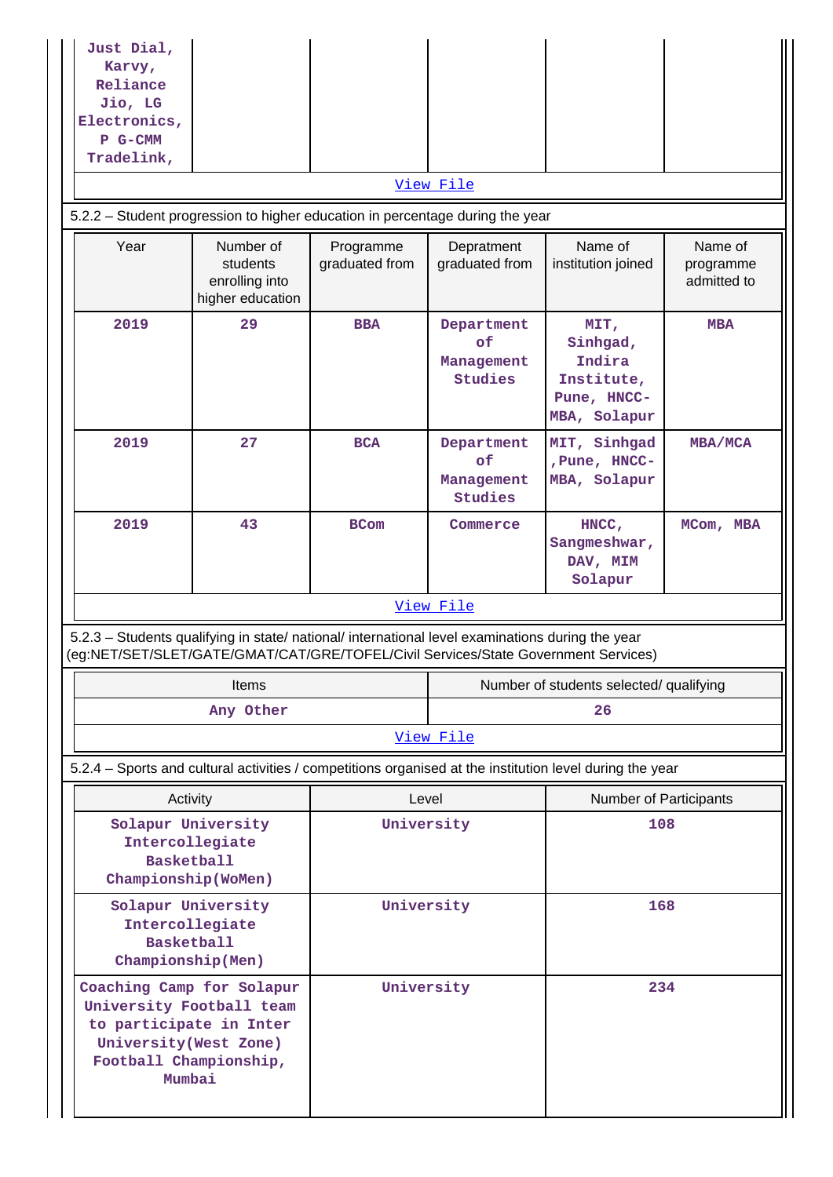| Just Dial, Karvy, Reliance Jio, LG Electronics, P G-CMM Tradelink, | | | | | |
|---|---|---|---|---|---|

View File

5.2.2 – Student progression to higher education in percentage during the year

| Year | Number of students enrolling into higher education | Programme graduated from | Depratment graduated from | Name of institution joined | Name of programme admitted to |
|---|---|---|---|---|---|
| 2019 | 29 | BBA | Department of Management Studies | MIT, Sinhgad, Indira Institute, Pune, HNCC-MBA, Solapur | MBA |
| 2019 | 27 | BCA | Department of Management Studies | MIT, Sinhgad ,Pune, HNCC-MBA, Solapur | MBA/MCA |
| 2019 | 43 | BCom | Commerce | HNCC, Sangmeshwar, DAV, MIM Solapur | MCom, MBA |

View File

5.2.3 – Students qualifying in state/ national/ international level examinations during the year (eg:NET/SET/SLET/GATE/GMAT/CAT/GRE/TOFEL/Civil Services/State Government Services)

| Items | Number of students selected/ qualifying |
|---|---|
| Any Other | 26 |

View File

5.2.4 – Sports and cultural activities / competitions organised at the institution level during the year

| Activity | Level | Number of Participants |
|---|---|---|
| Solapur University Intercollegiate Basketball Championship(WoMen) | University | 108 |
| Solapur University Intercollegiate Basketball Championship(Men) | University | 168 |
| Coaching Camp for Solapur University Football team to participate in Inter University(West Zone) Football Championship, Mumbai | University | 234 |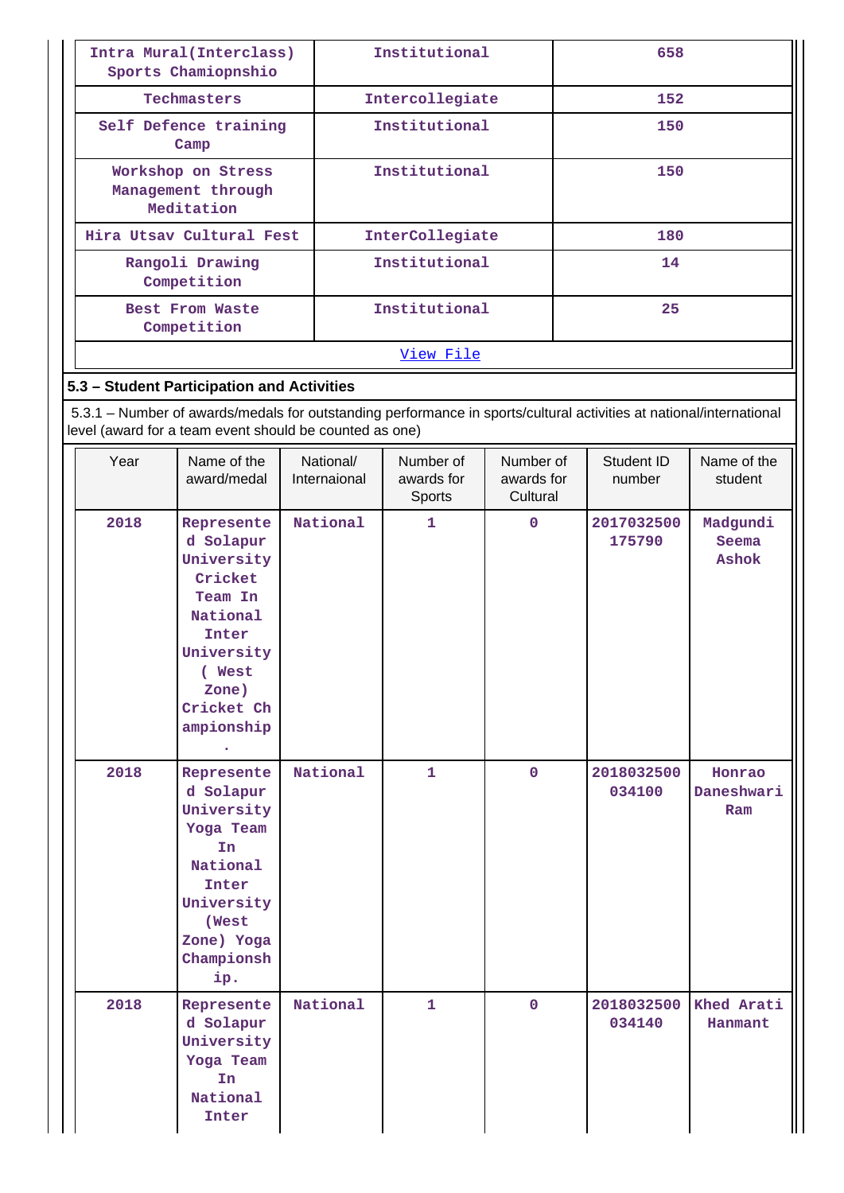| Intra Mural(Interclass) Sports Chamiopnshio | Institutional | 658 |
|---|---|---|
| Techmasters | Intercollegiate | 152 |
| Self Defence training Camp | Institutional | 150 |
| Workshop on Stress Management through Meditation | Institutional | 150 |
| Hira Utsav Cultural Fest | InterCollegiate | 180 |
| Rangoli Drawing Competition | Institutional | 14 |
| Best From Waste Competition | Institutional | 25 |
| View File | | |

### 5.3 – Student Participation and Activities

5.3.1 – Number of awards/medals for outstanding performance in sports/cultural activities at national/international level (award for a team event should be counted as one)

| Year | Name of the award/medal | National/ Internaional | Number of awards for Sports | Number of awards for Cultural | Student ID number | Name of the student |
|---|---|---|---|---|---|---|
| 2018 | Represented Solapur University Cricket Team In National Inter University ( West Zone) Cricket Championship. | National | 1 | 0 | 2017032500175790 | Madgundi Seema Ashok |
| 2018 | Represented Solapur University Yoga Team In National Inter University (West Zone) Yoga Championship. | National | 1 | 0 | 2018032500034100 | Honrao Daneshwari Ram |
| 2018 | Represented Solapur University Yoga Team In National Inter | National | 1 | 0 | 2018032500034140 | Khed Arati Hanmant |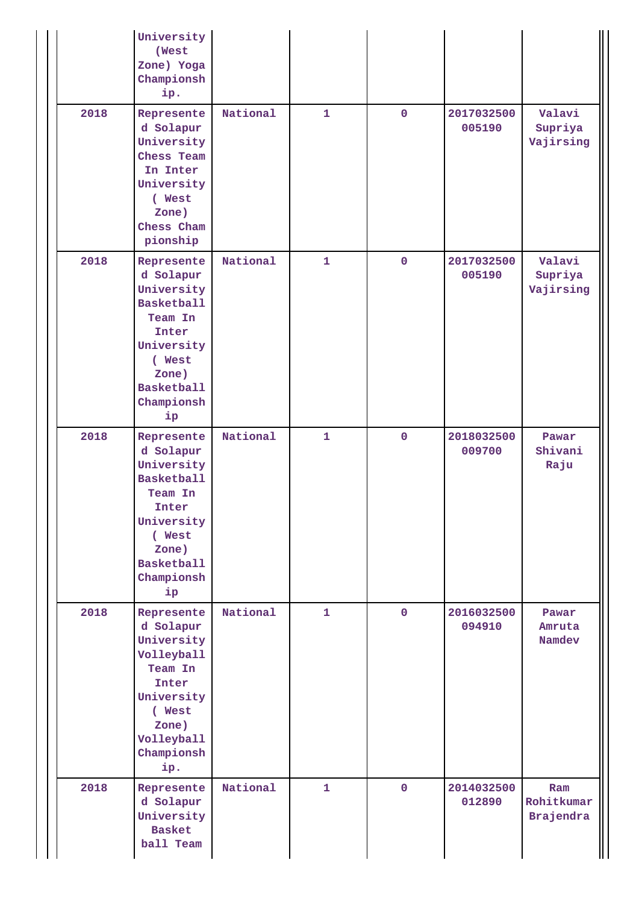| | | | | | | |
|---|---|---|---|---|---|---|
| | University (West Zone) Yoga Championship. | | | | | |
| 2018 | Represented Solapur University Chess Team In Inter University ( West Zone) Chess Championship | National | 1 | 0 | 2017032500005190 | Valavi Supriya Vajirsing |
| 2018 | Represented Solapur University Basketball Team In Inter University ( West Zone) Basketball Championship | National | 1 | 0 | 2017032500005190 | Valavi Supriya Vajirsing |
| 2018 | Represented Solapur University Basketball Team In Inter University ( West Zone) Basketball Championship | National | 1 | 0 | 2018032500009700 | Pawar Shivani Raju |
| 2018 | Represented Solapur University Volleyball Team In Inter University ( West Zone) Volleyball Championship. | National | 1 | 0 | 2016032500094910 | Pawar Amruta Namdev |
| 2018 | Represented Solapur University Basket ball Team | National | 1 | 0 | 2014032500012890 | Ram Rohitkumar Brajendra |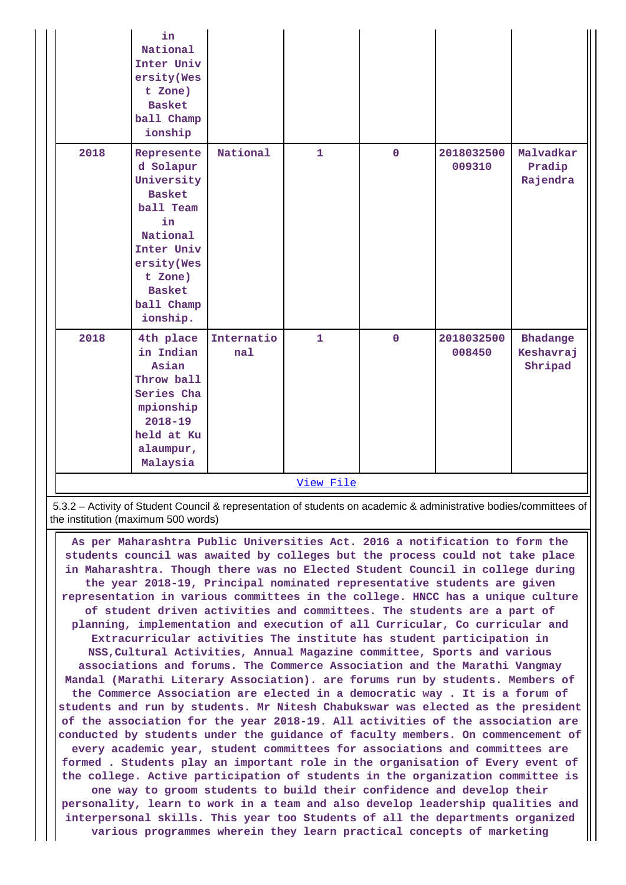| | | | | | | |
|---|---|---|---|---|---|---|
| | in National Inter University(West Zone) Basketball Championship | | | | | |
| 2018 | Represented Solapur University Basketball Team in National Inter University(West Zone) Basketball Championship. | National | 1 | 0 | 2018032500009310 | Malvadkar Pradip Rajendra |
| 2018 | 4th place in Indian Asian Throw ball Series Championship 2018-19 held at Kualaumpur, Malaysia | International | 1 | 0 | 2018032500008450 | Bhadange Keshavraj Shripad |

View File

5.3.2 – Activity of Student Council & representation of students on academic & administrative bodies/committees of the institution (maximum 500 words)

As per Maharashtra Public Universities Act. 2016 a notification to form the students council was awaited by colleges but the process could not take place in Maharashtra. Though there was no Elected Student Council in college during the year 2018-19, Principal nominated representative students are given representation in various committees in the college. HNCC has a unique culture of student driven activities and committees. The students are a part of planning, implementation and execution of all Curricular, Co curricular and Extracurricular activities The institute has student participation in NSS,Cultural Activities, Annual Magazine committee, Sports and various associations and forums. The Commerce Association and the Marathi Vangmay Mandal (Marathi Literary Association). are forums run by students. Members of the Commerce Association are elected in a democratic way . It is a forum of students and run by students. Mr Nitesh Chabukswar was elected as the president of the association for the year 2018-19. All activities of the association are conducted by students under the guidance of faculty members. On commencement of every academic year, student committees for associations and committees are formed . Students play an important role in the organisation of Every event of the college. Active participation of students in the organization committee is one way to groom students to build their confidence and develop their personality, learn to work in a team and also develop leadership qualities and interpersonal skills. This year too Students of all the departments organized various programmes wherein they learn practical concepts of marketing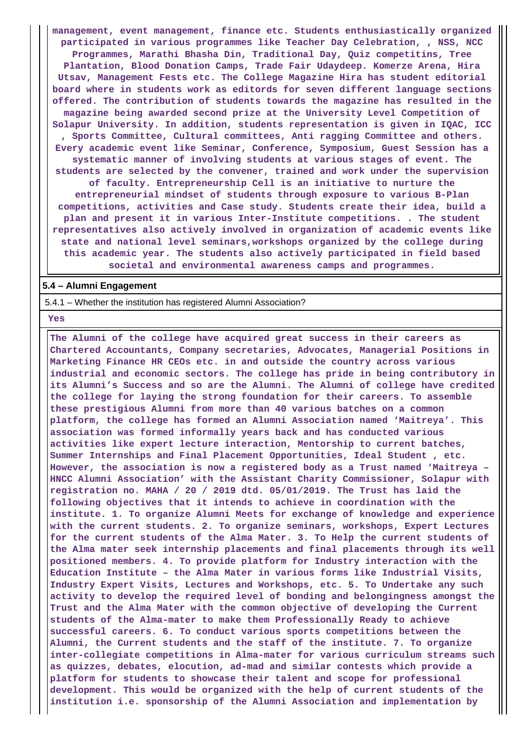**management, event management, finance etc. Students enthusiastically organized participated in various programmes like Teacher Day Celebration, , NSS, NCC Programmes, Marathi Bhasha Din, Traditional Day, Quiz competitins, Tree Plantation, Blood Donation Camps, Trade Fair Udaydeep. Komerze Arena, Hira Utsav, Management Fests etc. The College Magazine Hira has student editorial board where in students work as editords for seven different language sections offered. The contribution of students towards the magazine has resulted in the magazine being awarded second prize at the University Level Competion of Solapur University. In addition, students representation is given in IQAC, ICC , Sports Committee, Cultural committees, Anti ragging Committee and others. Every academic event like Seminar, Conference, Symposium, Guest Session has a systematic manner of involving students at various stages of event. The students are selected by the convener, trained and work under the supervision of faculty. Entrepreneurship Cell is an initiative to nurture the entrepreneurial mindset of students through exposure to various B-Plan competitions, activities and Case study. Students create their idea, build a plan and present it in various Inter-Institute competitions. . The student representatives also actively involved in organization of academic events like state and national level seminars,workshops organized by the college during this academic year. The students also actively participated in field based societal and environmental awareness camps and programmes.**

**5.4 – Alumni Engagement**

5.4.1 – Whether the institution has registered Alumni Association?

**Yes**

**The Alumni of the college have acquired great success in their careers as Chartered Accountants, Company secretaries, Advocates, Managerial Positions in Marketing Finance HR CEOs etc. in and outside the country across various industrial and economic sectors. The college has pride in being contributory in its Alumni's Success and so are the Alumni. The Alumni of college have credited the college for laying the strong foundation for their careers. To assemble these prestigious Alumni from more than 40 various batches on a common platform, the college has formed an Alumni Association named 'Maitreya'. This association was formed informally years back and has conducted various activities like expert lecture interaction, Mentorship to current batches, Summer Internships and Final Placement Opportunities, Ideal Student , etc. However, the association is now a registered body as a Trust named 'Maitreya – HNCC Alumni Association' with the Assistant Charity Commissioner, Solapur with registration no. MAHA / 20 / 2019 dtd. 05/01/2019. The Trust has laid the following objectives that it intends to achieve in coordination with the institute. 1. To organize Alumni Meets for exchange of knowledge and experience with the current students. 2. To organize seminars, workshops, Expert Lectures for the current students of the Alma Mater. 3. To Help the current students of the Alma mater seek internship placements and final placements through its well positioned members. 4. To provide platform for Industry interaction with the Education Institute – the Alma Mater in various forms like Industrial Visits, Industry Expert Visits, Lectures and Workshops, etc. 5. To Undertake any such activity to develop the required level of bonding and belongingness amongst the Trust and the Alma Mater with the common objective of developing the Current students of the Alma-mater to make them Professionally Ready to achieve successful careers. 6. To conduct various sports competitions between the Alumni, the Current students and the staff of the institute. 7. To organize inter-collegiate competitions in Alma-mater for various curriculum streams such as quizzes, debates, elocution, ad-mad and similar contests which provide a platform for students to showcase their talent and scope for professional development. This would be organized with the help of current students of the institution i.e. sponsorship of the Alumni Association and implementation by**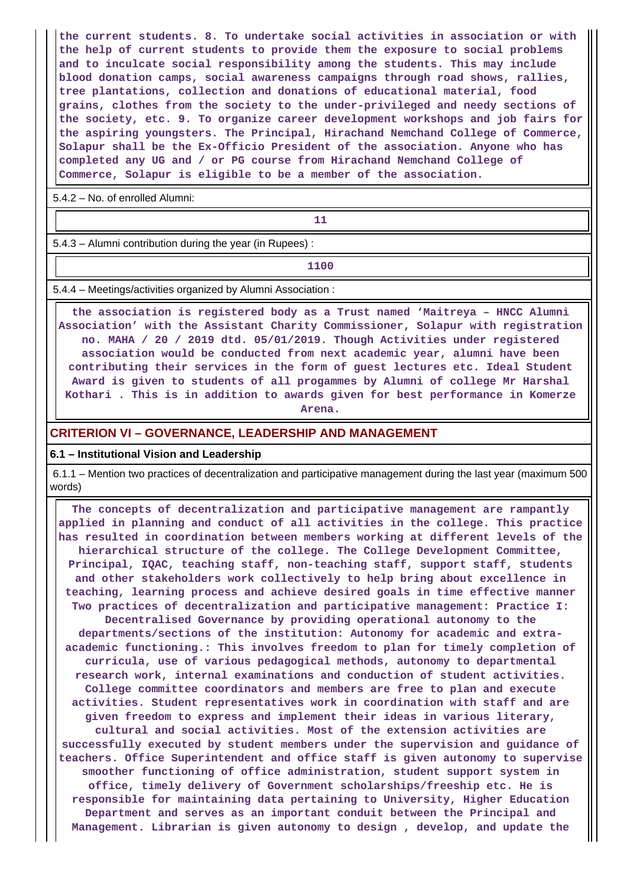the current students. 8. To undertake social activities in association or with the help of current students to provide them the exposure to social problems and to inculcate social responsibility among the students. This may include blood donation camps, social awareness campaigns through road shows, rallies, tree plantations, collection and donations of educational material, food grains, clothes from the society to the under-privileged and needy sections of the society, etc. 9. To organize career development workshops and job fairs for the aspiring youngsters. The Principal, Hirachand Nemchand College of Commerce, Solapur shall be the Ex-Officio President of the association. Anyone who has completed any UG and / or PG course from Hirachand Nemchand College of Commerce, Solapur is eligible to be a member of the association.

5.4.2 – No. of enrolled Alumni:

11

5.4.3 – Alumni contribution during the year (in Rupees) :

1100

5.4.4 – Meetings/activities organized by Alumni Association :

the association is registered body as a Trust named 'Maitreya – HNCC Alumni Association' with the Assistant Charity Commissioner, Solapur with registration no. MAHA / 20 / 2019 dtd. 05/01/2019. Though Activities under registered association would be conducted from next academic year, alumni have been contributing their services in the form of guest lectures etc. Ideal Student Award is given to students of all progammes by Alumni of college Mr Harshal Kothari . This is in addition to awards given for best performance in Komerze Arena.

## CRITERION VI – GOVERNANCE, LEADERSHIP AND MANAGEMENT

### 6.1 – Institutional Vision and Leadership

6.1.1 – Mention two practices of decentralization and participative management during the last year (maximum 500 words)

The concepts of decentralization and participative management are rampantly applied in planning and conduct of all activities in the college. This practice has resulted in coordination between members working at different levels of the hierarchical structure of the college. The College Development Committee, Principal, IQAC, teaching staff, non-teaching staff, support staff, students and other stakeholders work collectively to help bring about excellence in teaching, learning process and achieve desired goals in time effective manner Two practices of decentralization and participative management: Practice I: Decentralised Governance by providing operational autonomy to the departments/sections of the institution: Autonomy for academic and extra-academic functioning.: This involves freedom to plan for timely completion of curricula, use of various pedagogical methods, autonomy to departmental research work, internal examinations and conduction of student activities. College committee coordinators and members are free to plan and execute activities. Student representatives work in coordination with staff and are given freedom to express and implement their ideas in various literary, cultural and social activities. Most of the extension activities are successfully executed by student members under the supervision and guidance of teachers. Office Superintendent and office staff is given autonomy to supervise smoother functioning of office administration, student support system in office, timely delivery of Government scholarships/freeship etc. He is responsible for maintaining data pertaining to University, Higher Education Department and serves as an important conduit between the Principal and Management. Librarian is given autonomy to design , develop, and update the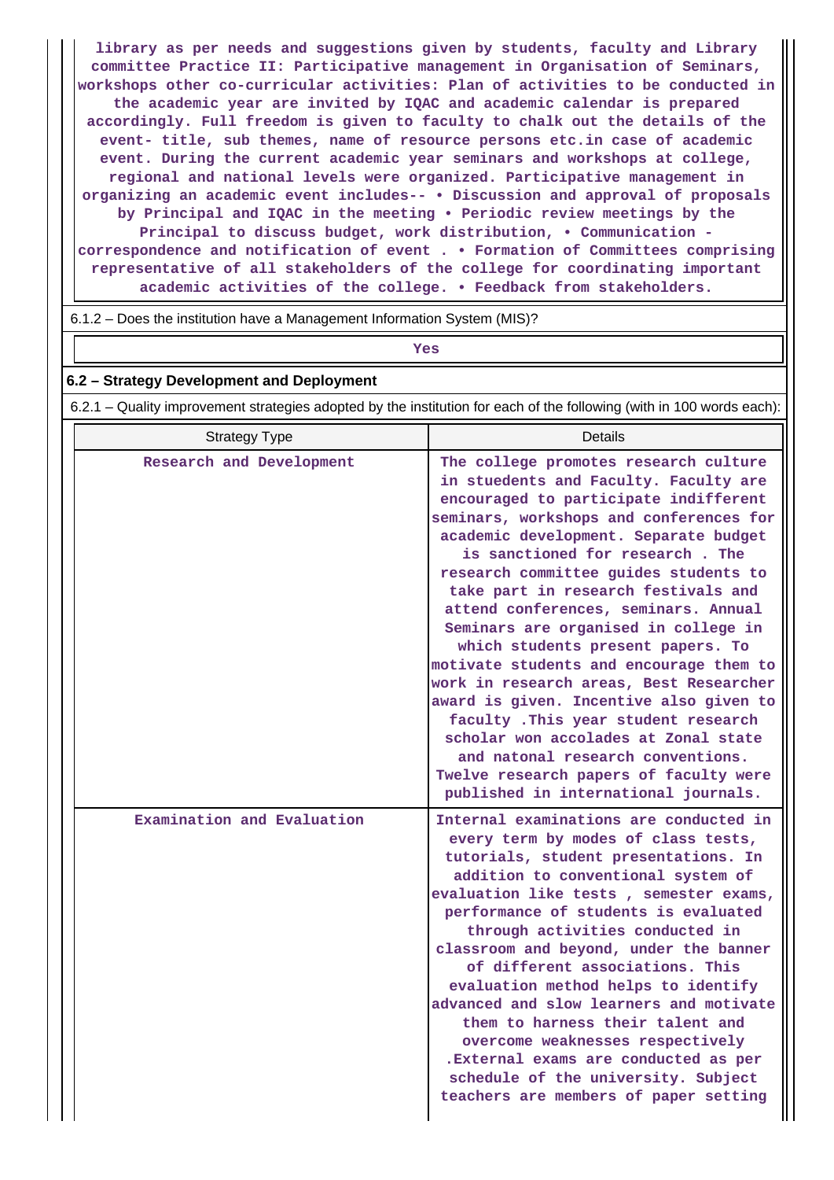library as per needs and suggestions given by students, faculty and Library committee Practice II: Participative management in Organisation of Seminars, workshops other co-curricular activities: Plan of activities to be conducted in the academic year are invited by IQAC and academic calendar is prepared accordingly. Full freedom is given to faculty to chalk out the details of the event- title, sub themes, name of resource persons etc.in case of academic event. During the current academic year seminars and workshops at college, regional and national levels were organized. Participative management in organizing an academic event includes-- • Discussion and approval of proposals by Principal and IQAC in the meeting • Periodic review meetings by the Principal to discuss budget, work distribution, • Communication - correspondence and notification of event . • Formation of Committees comprising representative of all stakeholders of the college for coordinating important academic activities of the college. • Feedback from stakeholders.

6.1.2 – Does the institution have a Management Information System (MIS)?

Yes

## 6.2 – Strategy Development and Deployment

6.2.1 – Quality improvement strategies adopted by the institution for each of the following (with in 100 words each):

| Strategy Type | Details |
|---|---|
| Research and Development | The college promotes research culture in stuedents and Faculty. Faculty are encouraged to participate indifferent seminars, workshops and conferences for academic development. Separate budget is sanctioned for research . The research committee guides students to take part in research festivals and attend conferences, seminars. Annual Seminars are organised in college in which students present papers. To motivate students and encourage them to work in research areas, Best Researcher award is given. Incentive also given to faculty .This year student research scholar won accolades at Zonal state and natonal research conventions. Twelve research papers of faculty were published in international journals. |
| Examination and Evaluation | Internal examinations are conducted in every term by modes of class tests, tutorials, student presentations. In addition to conventional system of evaluation like tests , semester exams, performance of students is evaluated through activities conducted in classroom and beyond, under the banner of different associations. This evaluation method helps to identify advanced and slow learners and motivate them to harness their talent and overcome weaknesses respectively .External exams are conducted as per schedule of the university. Subject teachers are members of paper setting |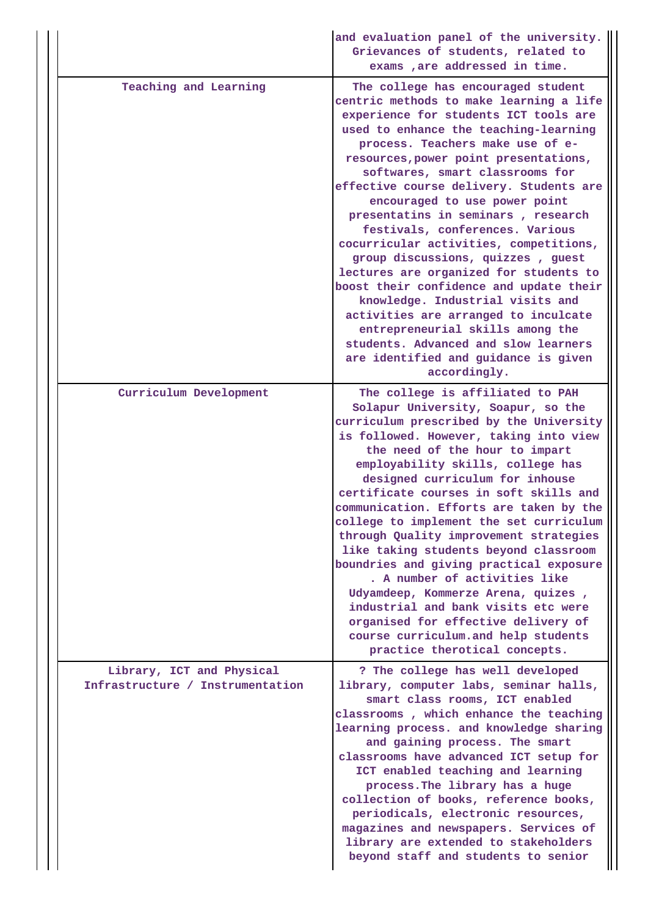| | |
|---|---|
| | and evaluation panel of the university. Grievances of students, related to exams ,are addressed in time. |
| Teaching and Learning | The college has encouraged student centric methods to make learning a life experience for students ICT tools are used to enhance the teaching-learning process. Teachers make use of e-resources,power point presentations, softwares, smart classrooms for effective course delivery. Students are encouraged to use power point presentatins in seminars , research festivals, conferences. Various cocurricular activities, competitions, group discussions, quizzes , guest lectures are organized for students to boost their confidence and update their knowledge. Industrial visits and activities are arranged to inculcate entrepreneurial skills among the students. Advanced and slow learners are identified and guidance is given accordingly. |
| Curriculum Development | The college is affiliated to PAH Solapur University, Soapur, so the curriculum prescribed by the University is followed. However, taking into view the need of the hour to impart employability skills, college has designed curriculum for inhouse certificate courses in soft skills and communication. Efforts are taken by the college to implement the set curriculum through Quality improvement strategies like taking students beyond classroom boundries and giving practical exposure . A number of activities like Udyamdeep, Kommerze Arena, quizes , industrial and bank visits etc were organised for effective delivery of course curriculum.and help students practice therotical concepts. |
| Library, ICT and Physical Infrastructure / Instrumentation | ? The college has well developed library, computer labs, seminar halls, smart class rooms, ICT enabled classrooms , which enhance the teaching learning process. and knowledge sharing and gaining process. The smart classrooms have advanced ICT setup for ICT enabled teaching and learning process.The library has a huge collection of books, reference books, periodicals, electronic resources, magazines and newspapers. Services of library are extended to stakeholders beyond staff and students to senior |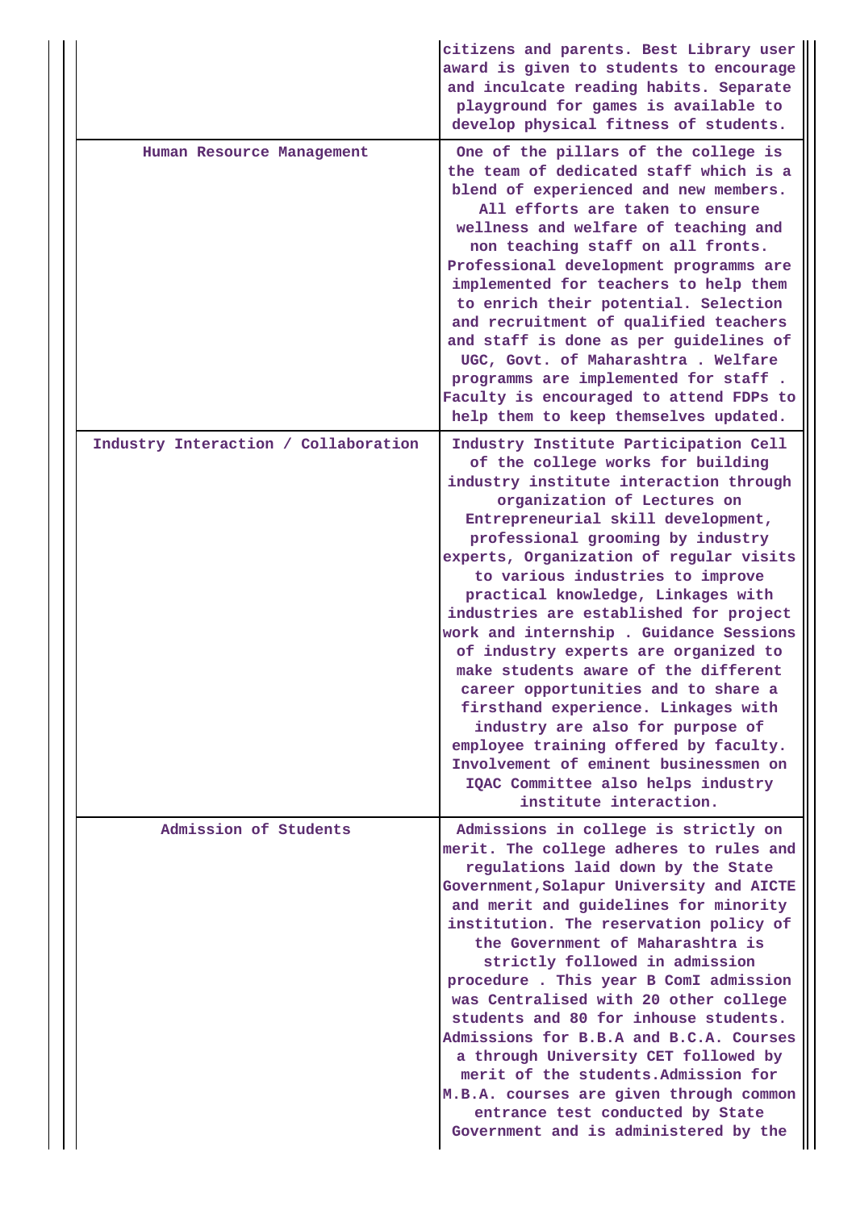| | |
|---|---|
| | citizens and parents. Best Library user award is given to students to encourage and inculcate reading habits. Separate playground for games is available to develop physical fitness of students. |
| Human Resource Management | One of the pillars of the college is the team of dedicated staff which is a blend of experienced and new members. All efforts are taken to ensure wellness and welfare of teaching and non teaching staff on all fronts. Professional development programms are implemented for teachers to help them to enrich their potential. Selection and recruitment of qualified teachers and staff is done as per guidelines of UGC, Govt. of Maharashtra . Welfare programms are implemented for staff . Faculty is encouraged to attend FDPs to help them to keep themselves updated. |
| Industry Interaction / Collaboration | Industry Institute Participation Cell of the college works for building industry institute interaction through organization of Lectures on Entrepreneurial skill development, professional grooming by industry experts, Organization of regular visits to various industries to improve practical knowledge, Linkages with industries are established for project work and internship . Guidance Sessions of industry experts are organized to make students aware of the different career opportunities and to share a firsthand experience. Linkages with industry are also for purpose of employee training offered by faculty. Involvement of eminent businessmen on IQAC Committee also helps industry institute interaction. |
| Admission of Students | Admissions in college is strictly on merit. The college adheres to rules and regulations laid down by the State Government,Solapur University and AICTE and merit and guidelines for minority institution. The reservation policy of the Government of Maharashtra is strictly followed in admission procedure . This year B ComI admission was Centralised with 20 other college students and 80 for inhouse students. Admissions for B.B.A and B.C.A. Courses a through University CET followed by merit of the students.Admission for M.B.A. courses are given through common entrance test conducted by State Government and is administered by the |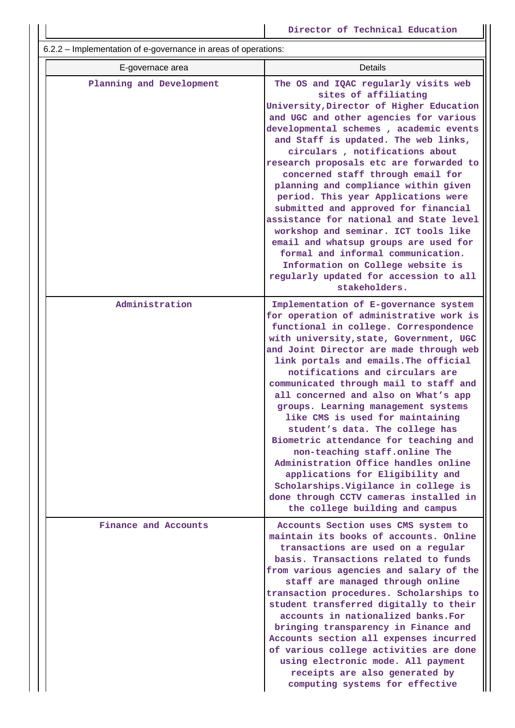| | Director of Technical Education |
|---|---|

6.2.2 – Implementation of e-governance in areas of operations:

| E-governace area | Details |
|---|---|
| Planning and Development | The OS and IQAC regularly visits web sites of affiliating University,Director of Higher Education and UGC and other agencies for various developmental schemes , academic events and Staff is updated. The web links, circulars , notifications about research proposals etc are forwarded to concerned staff through email for planning and compliance within given period. This year Applications were submitted and approved for financial assistance for national and State level workshop and seminar. ICT tools like email and whatsup groups are used for formal and informal communication. Information on College website is regularly updated for accession to all stakeholders. |
| Administration | Implementation of E-governance system for operation of administrative work is functional in college. Correspondence with university,state, Government, UGC and Joint Director are made through web link portals and emails.The official notifications and circulars are communicated through mail to staff and all concerned and also on What's app groups. Learning management systems like CMS is used for maintaining student's data. The college has Biometric attendance for teaching and non-teaching staff.online The Administration Office handles online applications for Eligibility and Scholarships.Vigilance in college is done through CCTV cameras installed in the college building and campus |
| Finance and Accounts | Accounts Section uses CMS system to maintain its books of accounts. Online transactions are used on a regular basis. Transactions related to funds from various agencies and salary of the staff are managed through online transaction procedures. Scholarships to student transferred digitally to their accounts in nationalized banks.For bringing transparency in Finance and Accounts section all expenses incurred of various college activities are done using electronic mode. All payment receipts are also generated by computing systems for effective |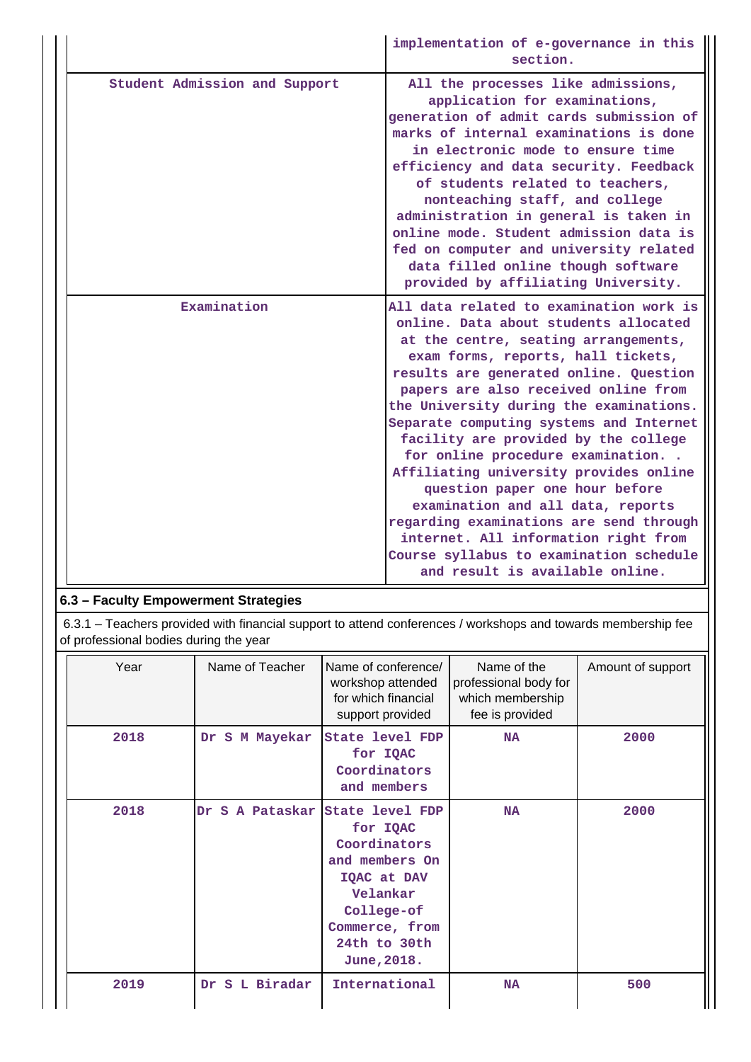| | |
|---|---|
| | implementation of e-governance in this section. |
| Student Admission and Support | All the processes like admissions, application for examinations, generation of admit cards submission of marks of internal examinations is done in electronic mode to ensure time efficiency and data security. Feedback of students related to teachers, nonteaching staff, and college administration in general is taken in online mode. Student admission data is fed on computer and university related data filled online though software provided by affiliating University. |
| Examination | All data related to examination work is online. Data about students allocated at the centre, seating arrangements, exam forms, reports, hall tickets, results are generated online. Question papers are also received online from the University during the examinations. Separate computing systems and Internet facility are provided by the college for online procedure examination. . Affiliating university provides online question paper one hour before examination and all data, reports regarding examinations are send through internet. All information right from Course syllabus to examination schedule and result is available online. |

### 6.3 – Faculty Empowerment Strategies

6.3.1 – Teachers provided with financial support to attend conferences / workshops and towards membership fee of professional bodies during the year

| Year | Name of Teacher | Name of conference/ workshop attended for which financial support provided | Name of the professional body for which membership fee is provided | Amount of support |
|---|---|---|---|---|
| 2018 | Dr S M Mayekar | State level FDP for IQAC Coordinators and members | NA | 2000 |
| 2018 | Dr S A Pataskar | State level FDP for IQAC Coordinators and members On IQAC at DAV Velankar College-of Commerce, from 24th to 30th June,2018. | NA | 2000 |
| 2019 | Dr S L Biradar | International | NA | 500 |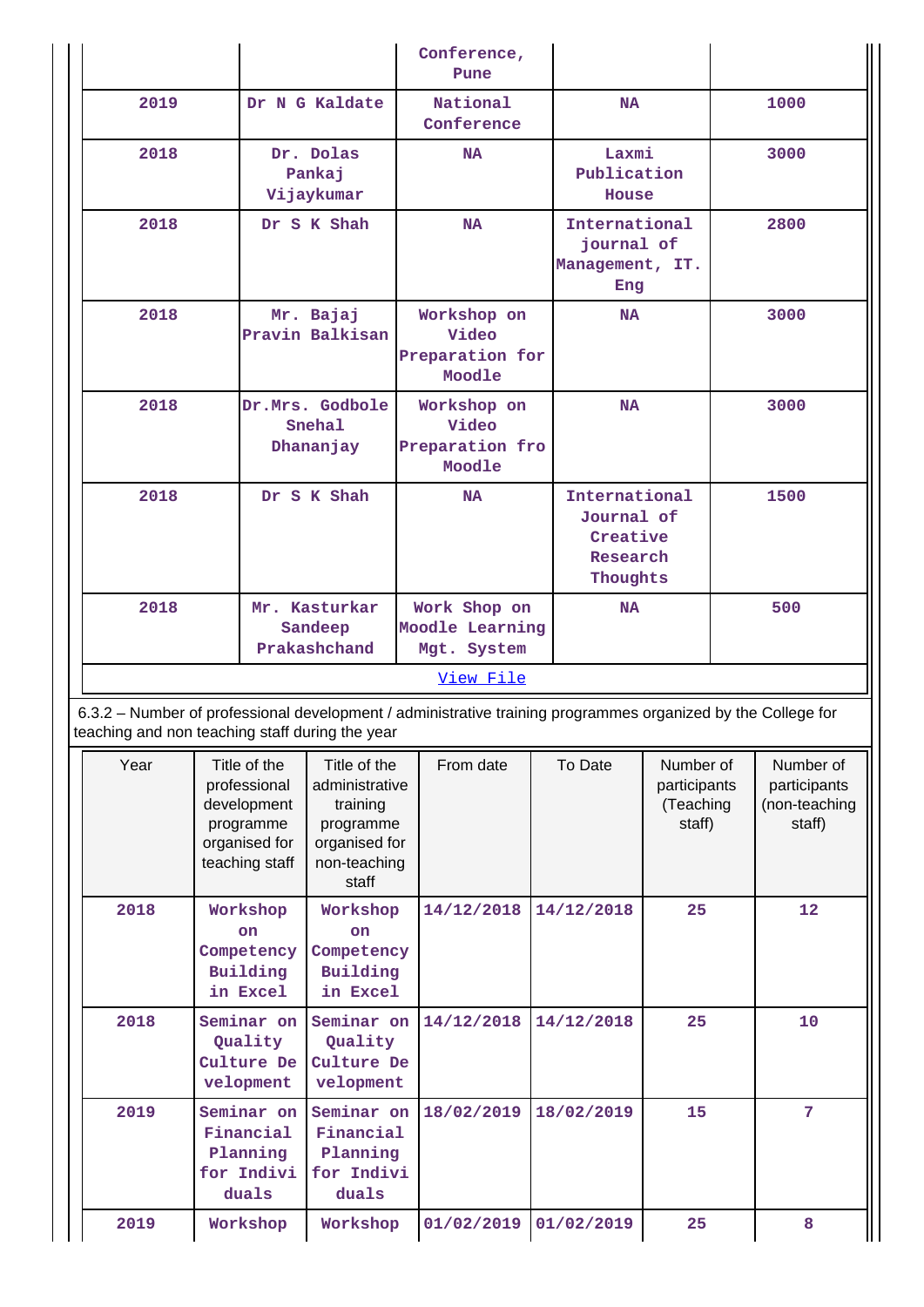|  |  | Conference, Pune |  |  |
|---|---|---|---|---|
| 2019 | Dr N G Kaldate | National Conference | NA | 1000 |
| 2018 | Dr. Dolas Pankaj Vijaykumar | NA | Laxmi Publication House | 3000 |
| 2018 | Dr S K Shah | NA | International journal of Management, IT. Eng | 2800 |
| 2018 | Mr. Bajaj Pravin Balkisan | Workshop on Video Preparation for Moodle | NA | 3000 |
| 2018 | Dr.Mrs. Godbole Snehal Dhananjay | Workshop on Video Preparation fro Moodle | NA | 3000 |
| 2018 | Dr S K Shah | NA | International Journal of Creative Research Thoughts | 1500 |
| 2018 | Mr. Kasturkar Sandeep Prakashchand | Work Shop on Moodle Learning Mgt. System | NA | 500 |

View File

6.3.2 – Number of professional development / administrative training programmes organized by the College for teaching and non teaching staff during the year

| Year | Title of the professional development programme organised for teaching staff | Title of the administrative training programme organised for non-teaching staff | From date | To Date | Number of participants (Teaching staff) | Number of participants (non-teaching staff) |
|---|---|---|---|---|---|---|
| 2018 | Workshop on Competency Building in Excel | Workshop on Competency Building in Excel | 14/12/2018 | 14/12/2018 | 25 | 12 |
| 2018 | Seminar on Quality Culture Development | Seminar on Quality Culture Development | 14/12/2018 | 14/12/2018 | 25 | 10 |
| 2019 | Seminar on Financial Planning for Individuals | Seminar on Financial Planning for Individuals | 18/02/2019 | 18/02/2019 | 15 | 7 |
| 2019 | Workshop | Workshop | 01/02/2019 | 01/02/2019 | 25 | 8 |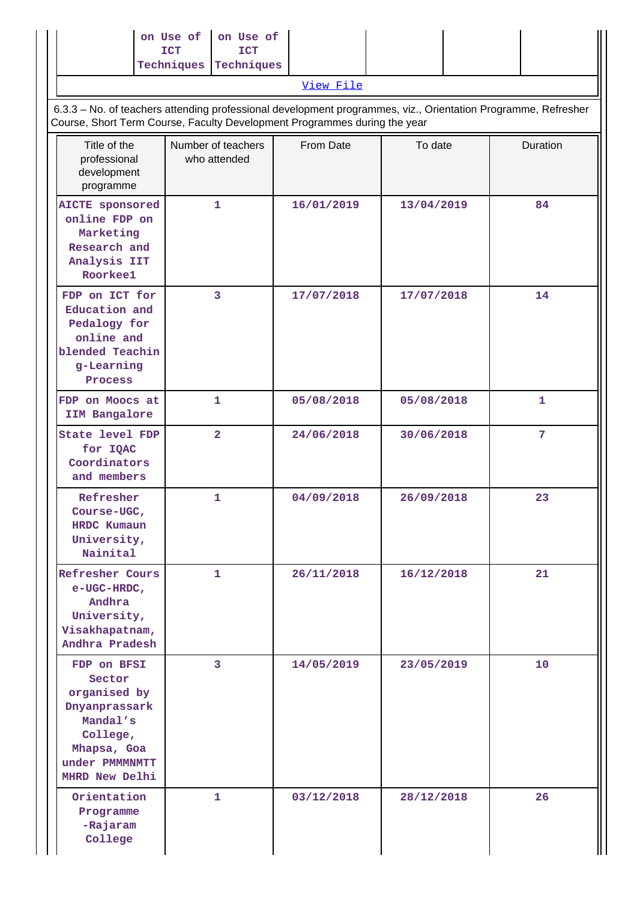| | on Use of ICT Techniques | on Use of ICT Techniques | | | | |
|---|---|---|---|---|---|---|

View File

6.3.3 – No. of teachers attending professional development programmes, viz., Orientation Programme, Refresher Course, Short Term Course, Faculty Development Programmes during the year

| Title of the professional development programme | Number of teachers who attended | From Date | To date | Duration |
|---|---|---|---|---|
| AICTE sponsored online FDP on Marketing Research and Analysis IIT Roorkee1 | 1 | 16/01/2019 | 13/04/2019 | 84 |
| FDP on ICT for Education and Pedalogy for online and blended Teaching-Learning Process | 3 | 17/07/2018 | 17/07/2018 | 14 |
| FDP on Moocs at IIM Bangalore | 1 | 05/08/2018 | 05/08/2018 | 1 |
| State level FDP for IQAC Coordinators and members | 2 | 24/06/2018 | 30/06/2018 | 7 |
| Refresher Course-UGC, HRDC Kumaun University, Nainital | 1 | 04/09/2018 | 26/09/2018 | 23 |
| Refresher Course-UGC-HRDC, Andhra University, Visakhapatnam, Andhra Pradesh | 1 | 26/11/2018 | 16/12/2018 | 21 |
| FDP on BFSI Sector organised by Dnyanprassark Mandal's College, Mhapsa, Goa under PMMMNMTT MHRD New Delhi | 3 | 14/05/2019 | 23/05/2019 | 10 |
| Orientation Programme -Rajaram College | 1 | 03/12/2018 | 28/12/2018 | 26 |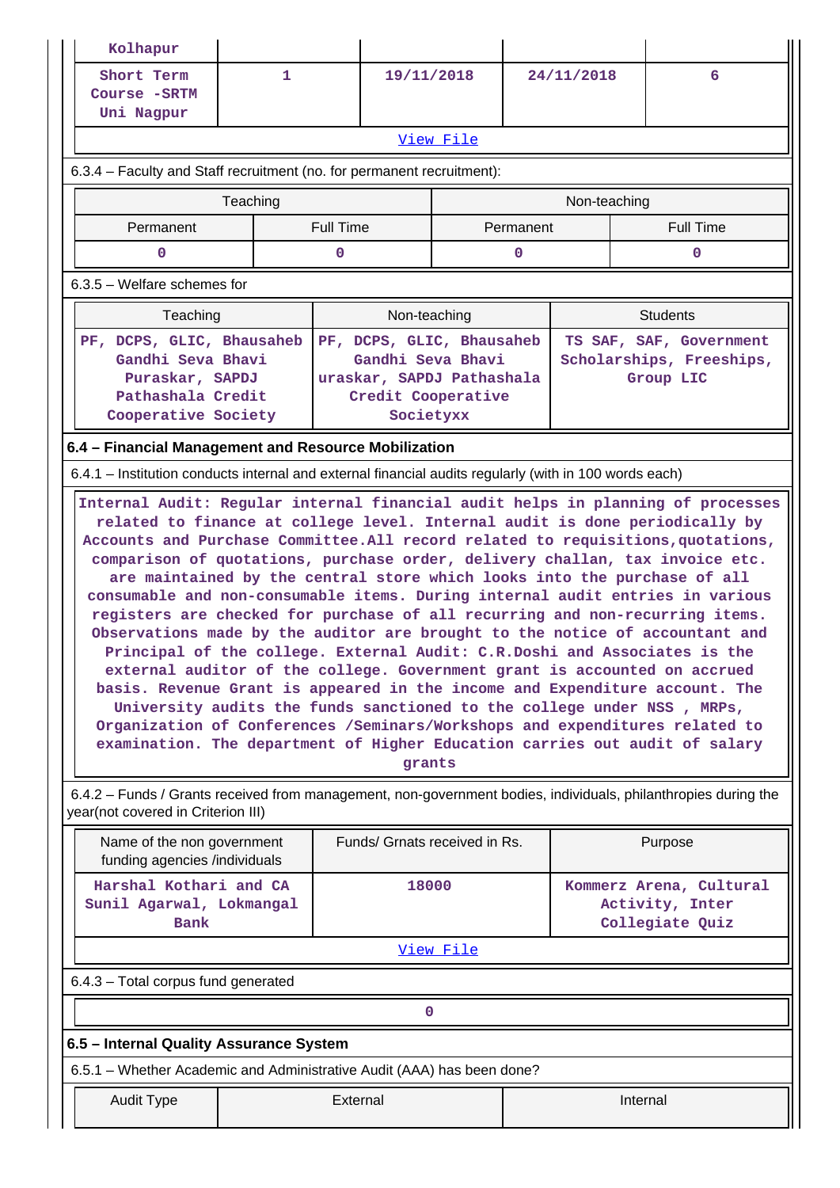| Kolhapur | | | | |
|---|---|---|---|---|
| Short Term Course -SRTM Uni Nagpur | 1 | 19/11/2018 | 24/11/2018 | 6 |

[View File]

6.3.4 – Faculty and Staff recruitment (no. for permanent recruitment):

| Teaching | | Non-teaching | |
|---|---|---|---|
| Permanent | Full Time | Permanent | Full Time |
| 0 | 0 | 0 | 0 |

6.3.5 – Welfare schemes for

| Teaching | Non-teaching | Students |
|---|---|---|
| PF, DCPS, GLIC, Bhausaheb Gandhi Seva Bhavi Puraskar, SAPDJ Pathashala Credit Cooperative Society | PF, DCPS, GLIC, Bhausaheb Gandhi Seva Bhavi uraskar, SAPDJ Pathashala Credit Cooperative Societyxx | TS SAF, SAF, Government Scholarships, Freeships, Group LIC |

**6.4 – Financial Management and Resource Mobilization**

6.4.1 – Institution conducts internal and external financial audits regularly (with in 100 words each)

Internal Audit: Regular internal financial audit helps in planning of processes related to finance at college level. Internal audit is done periodically by Accounts and Purchase Committee.All record related to requisitions,quotations, comparison of quotations, purchase order, delivery challan, tax invoice etc. are maintained by the central store which looks into the purchase of all consumable and non-consumable items. During internal audit entries in various registers are checked for purchase of all recurring and non-recurring items. Observations made by the auditor are brought to the notice of accountant and Principal of the college. External Audit: C.R.Doshi and Associates is the external auditor of the college. Government grant is accounted on accrued basis. Revenue Grant is appeared in the income and Expenditure account. The University audits the funds sanctioned to the college under NSS , MRPs, Organization of Conferences /Seminars/Workshops and expenditures related to examination. The department of Higher Education carries out audit of salary grants

6.4.2 – Funds / Grants received from management, non-government bodies, individuals, philanthropies during the year(not covered in Criterion III)

| Name of the non government funding agencies /individuals | Funds/ Grnats received in Rs. | Purpose |
|---|---|---|
| Harshal Kothari and CA Sunil Agarwal, Lokmangal Bank | 18000 | Kommerz Arena, Cultural Activity, Inter Collegiate Quiz |

[View File]

6.4.3 – Total corpus fund generated

| 0 |
|---|

**6.5 – Internal Quality Assurance System**

6.5.1 – Whether Academic and Administrative Audit (AAA) has been done?

| Audit Type | External | Internal |
|---|---|---|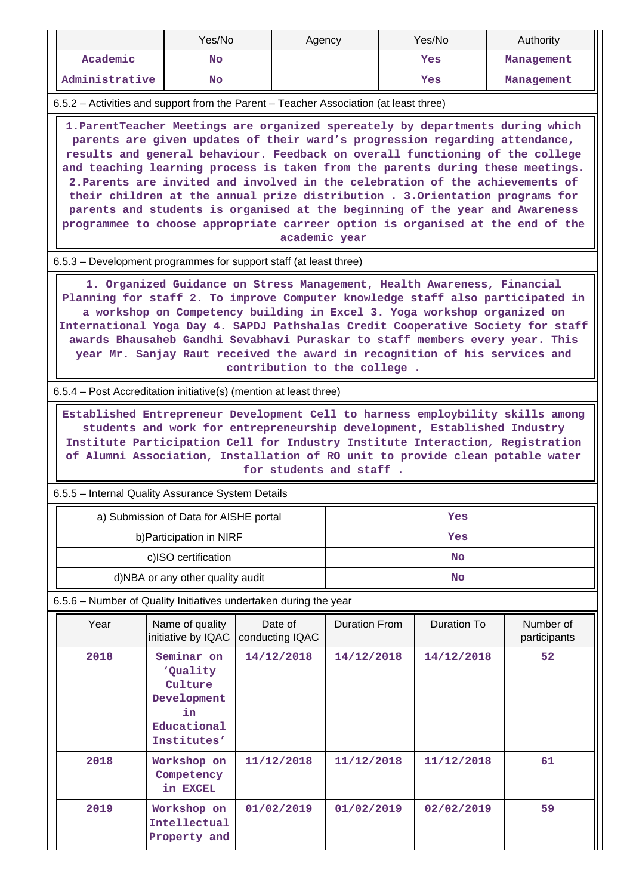| | Yes/No | Agency | Yes/No | Authority |
|---|---|---|---|---|
| Academic | No | | Yes | Management |
| Administrative | No | | Yes | Management |

6.5.2 – Activities and support from the Parent – Teacher Association (at least three)

1.ParentTeacher Meetings are organized spereately by departments during which parents are given updates of their ward's progression regarding attendance, results and general behaviour. Feedback on overall functioning of the college and teaching learning process is taken from the parents during these meetings. 2.Parents are invited and involved in the celebration of the achievements of their children at the annual prize distribution . 3.Orientation programs for parents and students is organised at the beginning of the year and Awareness programmee to choose appropriate carreer option is organised at the end of the academic year

6.5.3 – Development programmes for support staff (at least three)

1. Organized Guidance on Stress Management, Health Awareness, Financial Planning for staff 2. To improve Computer knowledge staff also participated in a workshop on Competency building in Excel 3. Yoga workshop organized on International Yoga Day 4. SAPDJ Pathshalas Credit Cooperative Society for staff awards Bhausaheb Gandhi Sevabhavi Puraskar to staff members every year. This year Mr. Sanjay Raut received the award in recognition of his services and contribution to the college .

6.5.4 – Post Accreditation initiative(s) (mention at least three)

Established Entrepreneur Development Cell to harness employbility skills among students and work for entrepreneurship development, Established Industry Institute Participation Cell for Industry Institute Interaction, Registration of Alumni Association, Installation of RO unit to provide clean potable water for students and staff .

6.5.5 – Internal Quality Assurance System Details

| | |
|---|---|
| a) Submission of Data for AISHE portal | Yes |
| b)Participation in NIRF | Yes |
| c)ISO certification | No |
| d)NBA or any other quality audit | No |

6.5.6 – Number of Quality Initiatives undertaken during the year

| Year | Name of quality initiative by IQAC | Date of conducting IQAC | Duration From | Duration To | Number of participants |
|---|---|---|---|---|---|
| 2018 | Seminar on 'Quality Culture Development in Educational Institutes' | 14/12/2018 | 14/12/2018 | 14/12/2018 | 52 |
| 2018 | Workshop on Competency in EXCEL | 11/12/2018 | 11/12/2018 | 11/12/2018 | 61 |
| 2019 | Workshop on Intellectual Property and | 01/02/2019 | 01/02/2019 | 02/02/2019 | 59 |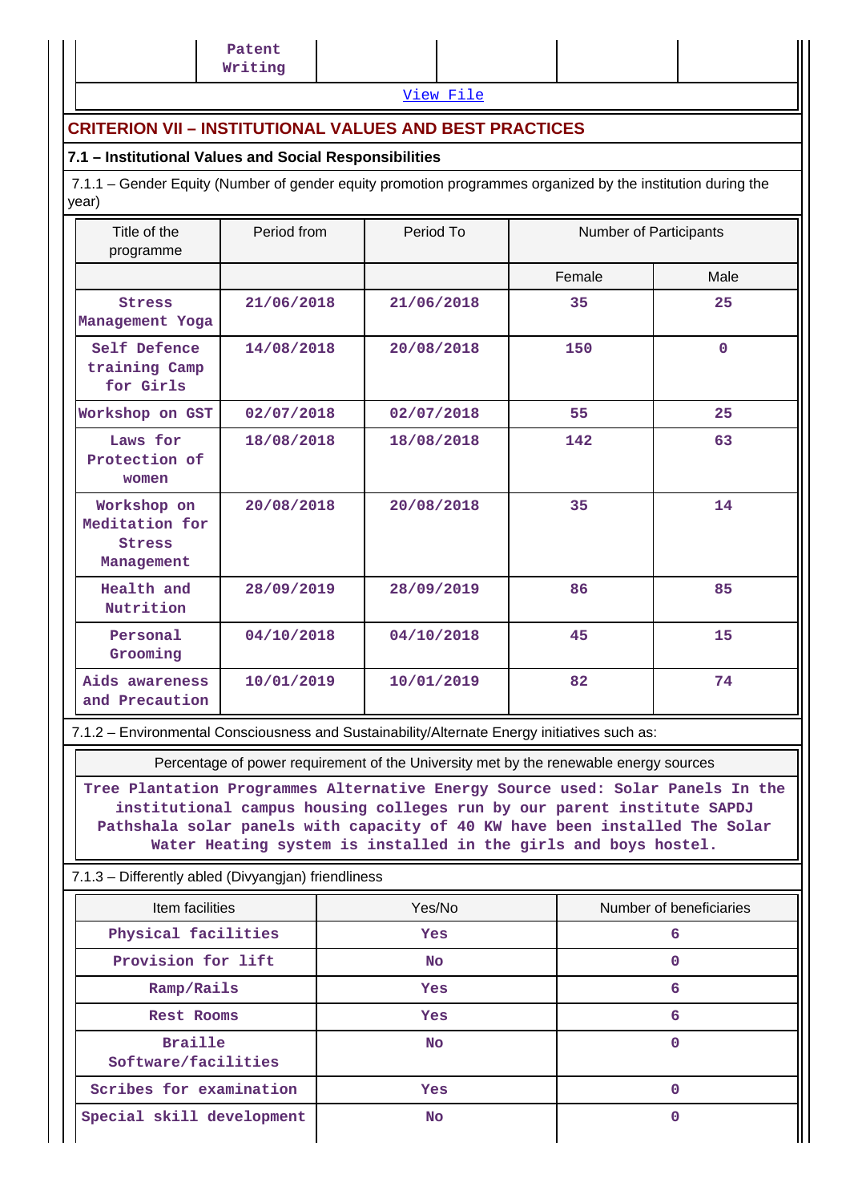| | Patent Writing | | | | |
|---|---|---|---|---|---|

View File

## CRITERION VII – INSTITUTIONAL VALUES AND BEST PRACTICES

### 7.1 – Institutional Values and Social Responsibilities

7.1.1 – Gender Equity (Number of gender equity promotion programmes organized by the institution during the year)

| Title of the programme | Period from | Period To | Number of Participants | |
|---|---|---|---|---|
| | | | Female | Male |
| Stress Management Yoga | 21/06/2018 | 21/06/2018 | 35 | 25 |
| Self Defence training Camp for Girls | 14/08/2018 | 20/08/2018 | 150 | 0 |
| Workshop on GST | 02/07/2018 | 02/07/2018 | 55 | 25 |
| Laws for Protection of women | 18/08/2018 | 18/08/2018 | 142 | 63 |
| Workshop on Meditation for Stress Management | 20/08/2018 | 20/08/2018 | 35 | 14 |
| Health and Nutrition | 28/09/2019 | 28/09/2019 | 86 | 85 |
| Personal Grooming | 04/10/2018 | 04/10/2018 | 45 | 15 |
| Aids awareness and Precaution | 10/01/2019 | 10/01/2019 | 82 | 74 |

7.1.2 – Environmental Consciousness and Sustainability/Alternate Energy initiatives such as:

| Percentage of power requirement of the University met by the renewable energy sources |
|---|
| Tree Plantation Programmes Alternative Energy Source used: Solar Panels In the institutional campus housing colleges run by our parent institute SAPDJ Pathshala solar panels with capacity of 40 KW have been installed The Solar Water Heating system is installed in the girls and boys hostel. |

7.1.3 – Differently abled (Divyangjan) friendliness

| Item facilities | Yes/No | Number of beneficiaries |
|---|---|---|
| Physical facilities | Yes | 6 |
| Provision for lift | No | 0 |
| Ramp/Rails | Yes | 6 |
| Rest Rooms | Yes | 6 |
| Braille Software/facilities | No | 0 |
| Scribes for examination | Yes | 0 |
| Special skill development | No | 0 |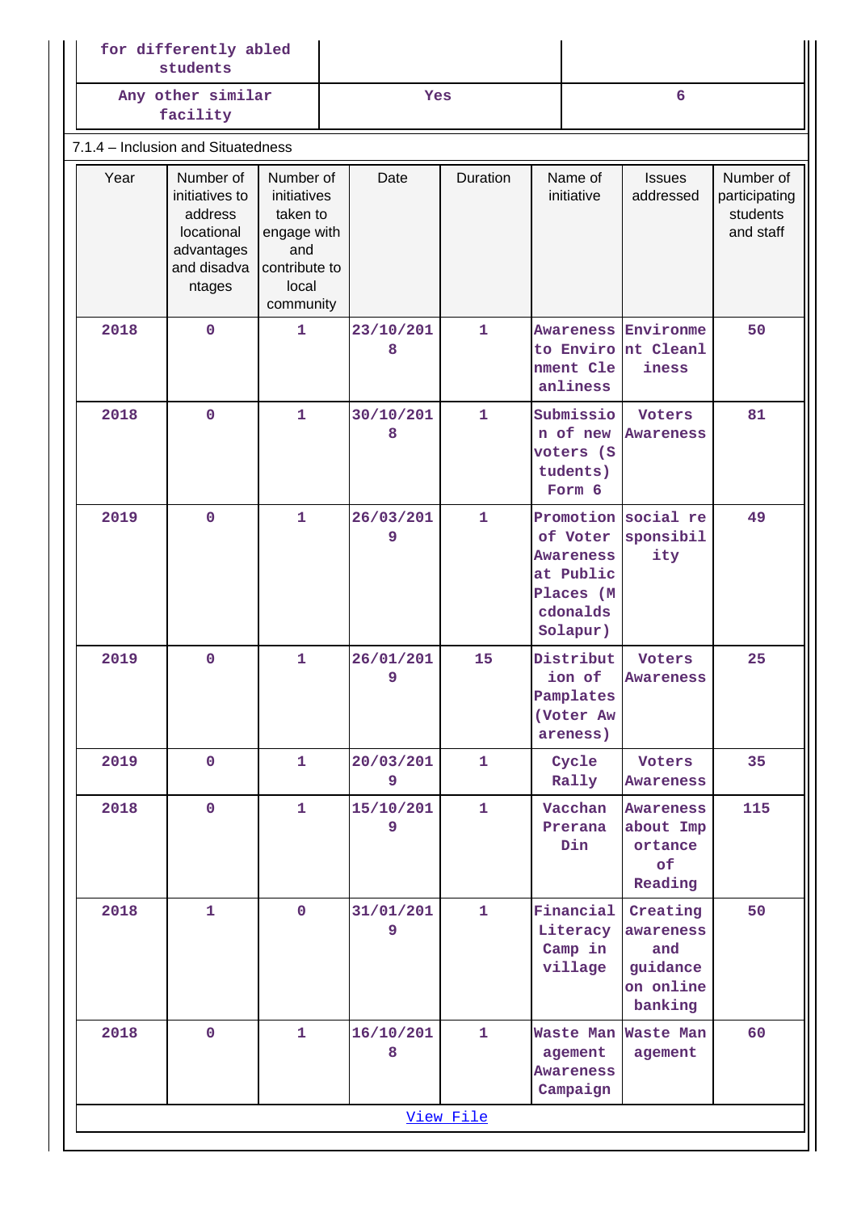| for differently abled students | | |
|---|---|---|
| Any other similar facility | Yes | 6 |

7.1.4 – Inclusion and Situatedness

| Year | Number of initiatives to address locational advantages and disadvantages | Number of initiatives taken to engage with and contribute to local community | Date | Duration | Name of initiative | Issues addressed | Number of participating students and staff |
|---|---|---|---|---|---|---|---|
| 2018 | 0 | 1 | 23/10/2018 | 1 | Awareness to Environment Cleanliness | Environment Cleanliness | 50 |
| 2018 | 0 | 1 | 30/10/2018 | 1 | Submission of new voters (Students) Form 6 | Voters Awareness | 81 |
| 2019 | 0 | 1 | 26/03/2019 | 1 | Promotion of Voter Awareness at Public Places (Mcdonalds Solapur) | social responsibility | 49 |
| 2019 | 0 | 1 | 26/01/2019 | 15 | Distribution of Pamplates (Voter Awareness) | Voters Awareness | 25 |
| 2019 | 0 | 1 | 20/03/2019 | 1 | Cycle Rally | Voters Awareness | 35 |
| 2018 | 0 | 1 | 15/10/2019 | 1 | Vacchan Prerana Din | Awareness about Importance of Reading | 115 |
| 2018 | 1 | 0 | 31/01/2019 | 1 | Financial Literacy Camp in village | Creating awareness and guidance on online banking | 50 |
| 2018 | 0 | 1 | 16/10/2018 | 1 | Waste Management Awareness Campaign | Waste Management | 60 |

View File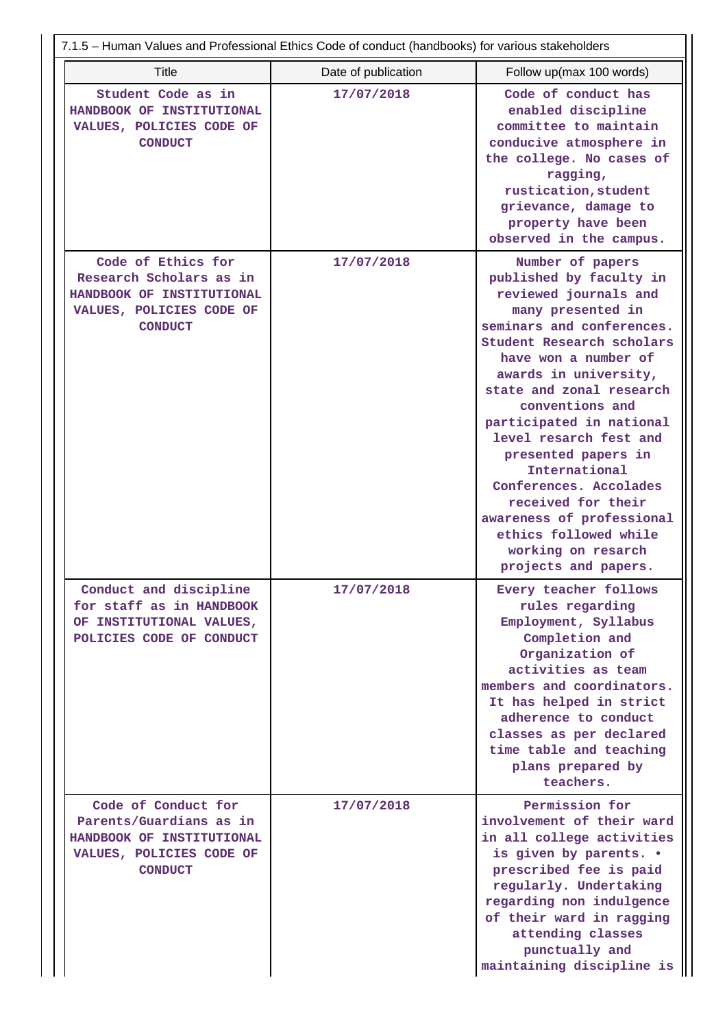7.1.5 – Human Values and Professional Ethics Code of conduct (handbooks) for various stakeholders

| Title | Date of publication | Follow up(max 100 words) |
|---|---|---|
| Student Code as in HANDBOOK OF INSTITUTIONAL VALUES, POLICIES CODE OF CONDUCT | 17/07/2018 | Code of conduct has enabled discipline committee to maintain conducive atmosphere in the college. No cases of ragging, rustication,student grievance, damage to property have been observed in the campus. |
| Code of Ethics for Research Scholars as in HANDBOOK OF INSTITUTIONAL VALUES, POLICIES CODE OF CONDUCT | 17/07/2018 | Number of papers published by faculty in reviewed journals and many presented in seminars and conferences. Student Research scholars have won a number of awards in university, state and zonal research conventions and participated in national level resarch fest and presented papers in International Conferences. Accolades received for their awareness of professional ethics followed while working on resarch projects and papers. |
| Conduct and discipline for staff as in HANDBOOK OF INSTITUTIONAL VALUES, POLICIES CODE OF CONDUCT | 17/07/2018 | Every teacher follows rules regarding Employment, Syllabus Completion and Organization of activities as team members and coordinators. It has helped in strict adherence to conduct classes as per declared time table and teaching plans prepared by teachers. |
| Code of Conduct for Parents/Guardians as in HANDBOOK OF INSTITUTIONAL VALUES, POLICIES CODE OF CONDUCT | 17/07/2018 | Permission for involvement of their ward in all college activities is given by parents. • prescribed fee is paid regularly. Undertaking regarding non indulgence of their ward in ragging attending classes punctually and maintaining discipline is |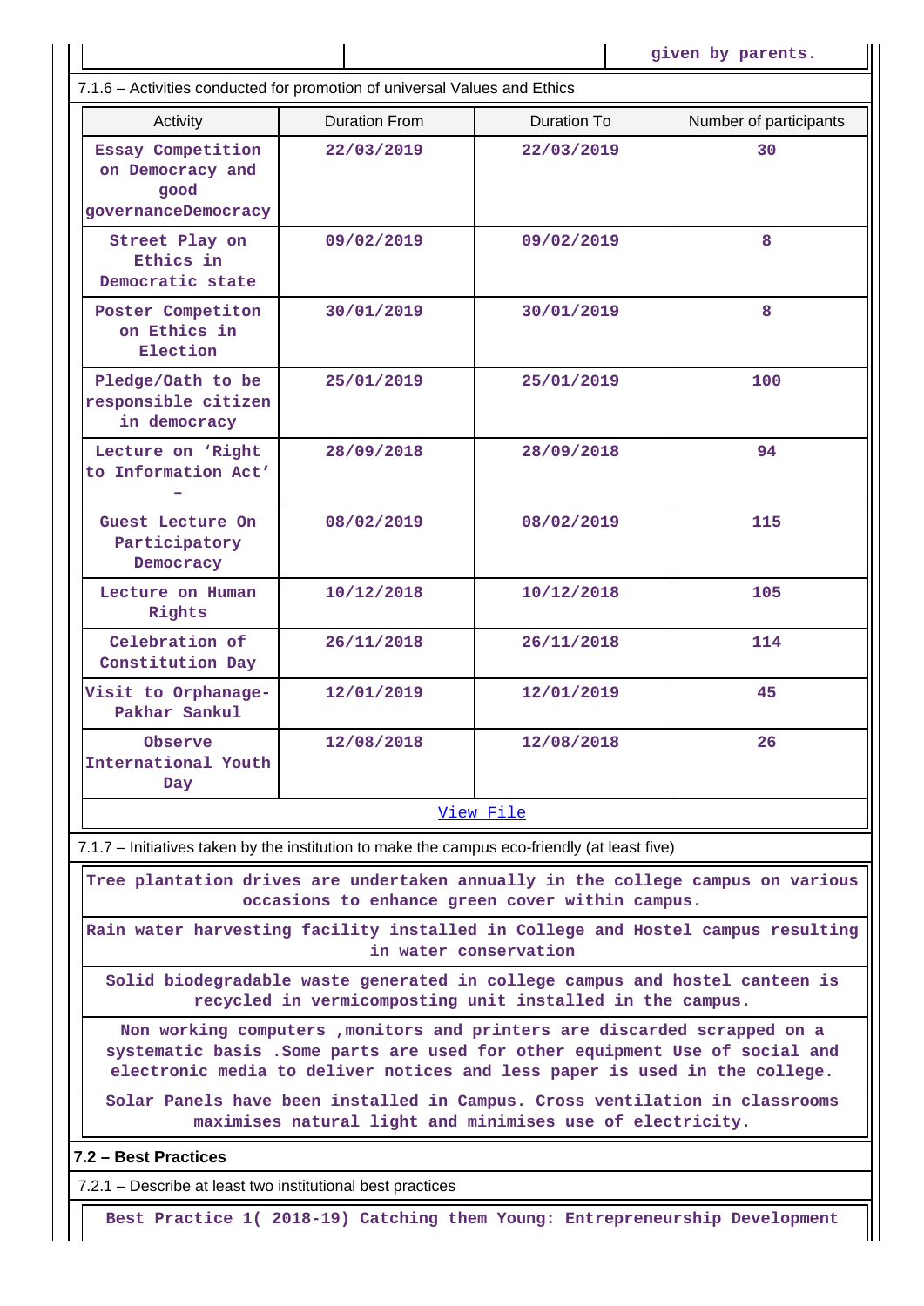| | | given by parents. |
|---|---|---|

7.1.6 – Activities conducted for promotion of universal Values and Ethics

| Activity | Duration From | Duration To | Number of participants |
|---|---|---|---|
| Essay Competition on Democracy and good governanceDemocracy | 22/03/2019 | 22/03/2019 | 30 |
| Street Play on Ethics in Democratic state | 09/02/2019 | 09/02/2019 | 8 |
| Poster Competiton on Ethics in Election | 30/01/2019 | 30/01/2019 | 8 |
| Pledge/Oath to be responsible citizen in democracy | 25/01/2019 | 25/01/2019 | 100 |
| Lecture on 'Right to Information Act' – | 28/09/2018 | 28/09/2018 | 94 |
| Guest Lecture On Participatory Democracy | 08/02/2019 | 08/02/2019 | 115 |
| Lecture on Human Rights | 10/12/2018 | 10/12/2018 | 105 |
| Celebration of Constitution Day | 26/11/2018 | 26/11/2018 | 114 |
| Visit to Orphanage- Pakhar Sankul | 12/01/2019 | 12/01/2019 | 45 |
| Observe International Youth Day | 12/08/2018 | 12/08/2018 | 26 |

View File

7.1.7 – Initiatives taken by the institution to make the campus eco-friendly (at least five)

Tree plantation drives are undertaken annually in the college campus on various occasions to enhance green cover within campus.

Rain water harvesting facility installed in College and Hostel campus resulting in water conservation

Solid biodegradable waste generated in college campus and hostel canteen is recycled in vermicomposting unit installed in the campus.

Non working computers ,monitors and printers are discarded scrapped on a systematic basis .Some parts are used for other equipment Use of social and electronic media to deliver notices and less paper is used in the college.

Solar Panels have been installed in Campus. Cross ventilation in classrooms maximises natural light and minimises use of electricity.

**7.2 – Best Practices**

7.2.1 – Describe at least two institutional best practices

Best Practice 1( 2018-19) Catching them Young: Entrepreneurship Development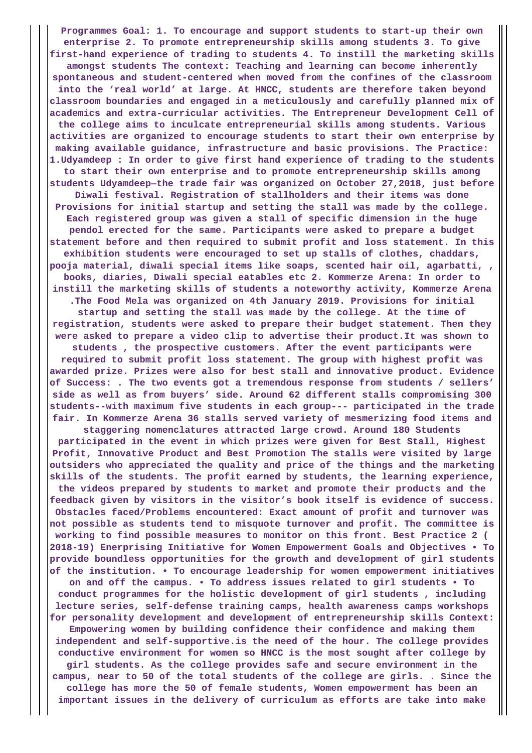**Programmes Goal: 1. To encourage and support students to start-up their own enterprise 2. To promote entrepreneurship skills among students 3. To give first-hand experience of trading to students 4. To instill the marketing skills amongst students The context: Teaching and learning can become inherently spontaneous and student-centered when moved from the confines of the classroom into the 'real world' at large. At HNCC, students are therefore taken beyond classroom boundaries and engaged in a meticulously and carefully planned mix of academics and extra-curricular activities. The Entrepreneur Development Cell of the college aims to inculcate entrepreneurial skills among students. Various activities are organized to encourage students to start their own enterprise by making available guidance, infrastructure and basic provisions. The Practice: 1.Udyamdeep : In order to give first hand experience of trading to the students to start their own enterprise and to promote entrepreneurship skills among students Udyamdeep—the trade fair was organized on October 27,2018, just before Diwali festival. Registration of stallholders and their items was done Provisions for initial startup and setting the stall was made by the college. Each registered group was given a stall of specific dimension in the huge pendol erected for the same. Participants were asked to prepare a budget statement before and then required to submit profit and loss statement. In this exhibition students were encouraged to set up stalls of clothes, chaddars, pooja material, diwali special items like soaps, scented hair oil, agarbatti, , books, diaries, Diwali special eatables etc 2. Kommerze Arena: In order to instill the marketing skills of students a noteworthy activity, Kommerze Arena .The Food Mela was organized on 4th January 2019. Provisions for initial startup and setting the stall was made by the college. At the time of registration, students were asked to prepare their budget statement. Then they were asked to prepare a video clip to advertise their product.It was shown to students , the prospective customers. After the event participants were required to submit profit loss statement. The group with highest profit was awarded prize. Prizes were also for best stall and innovative product. Evidence of Success: . The two events got a tremendous response from students / sellers' side as well as from buyers' side. Around 62 different stalls compromising 300 students--with maximum five students in each group--- participated in the trade fair. In Kommerze Arena 36 stalls served variety of mesmerizing food items and staggering nomenclatures attracted large crowd. Around 180 Students participated in the event in which prizes were given for Best Stall, Highest Profit, Innovative Product and Best Promotion The stalls were visited by large outsiders who appreciated the quality and price of the things and the marketing skills of the students. The profit earned by students, the learning experience, the videos prepared by students to market and promote their products and the feedback given by visitors in the visitor's book itself is evidence of success. Obstacles faced/Problems encountered: Exact amount of profit and turnover was not possible as students tend to misquote turnover and profit. The committee is working to find possible measures to monitor on this front. Best Practice 2 ( 2018-19) Enerprising Initiative for Women Empowerment Goals and Objectives • To provide boundless opportunities for the growth and development of girl students of the institution. • To encourage leadership for women empowerment initiatives on and off the campus. • To address issues related to girl students • To conduct programmes for the holistic development of girl students , including lecture series, self-defense training camps, health awareness camps workshops for personality development and development of entrepreneurship skills Context: Empowering women by building confidence their confidence and making them independent and self-supportive.is the need of the hour. The college provides conductive environment for women so HNCC is the most sought after college by girl students. As the college provides safe and secure environment in the campus, near to 50 of the total students of the college are girls. . Since the college has more the 50 of female students, Women empowerment has been an important issues in the delivery of curriculum as efforts are take into make**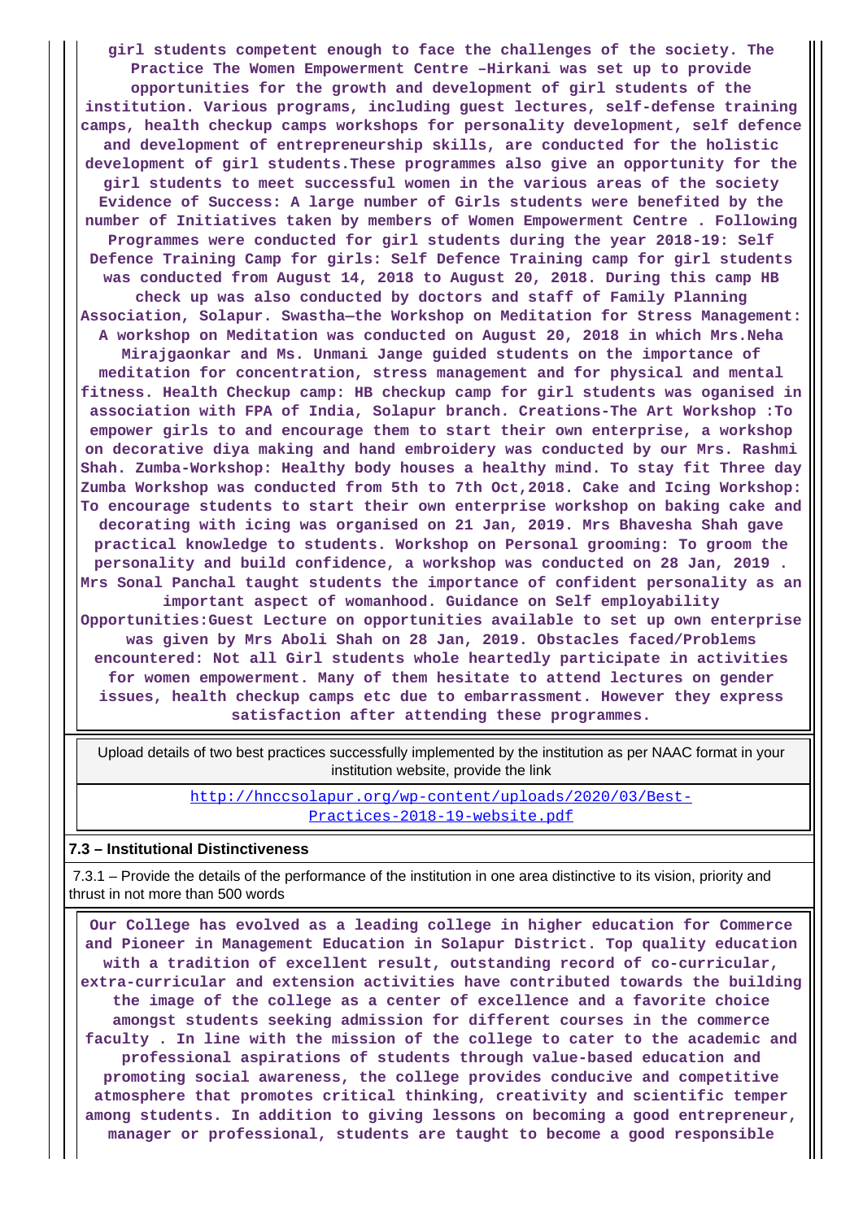girl students competent enough to face the challenges of the society. The Practice The Women Empowerment Centre –Hirkani was set up to provide opportunities for the growth and development of girl students of the institution. Various programs, including guest lectures, self-defense training camps, health checkup camps workshops for personality development, self defence and development of entrepreneurship skills, are conducted for the holistic development of girl students.These programmes also give an opportunity for the girl students to meet successful women in the various areas of the society Evidence of Success: A large number of Girls students were benefited by the number of Initiatives taken by members of Women Empowerment Centre . Following Programmes were conducted for girl students during the year 2018-19: Self Defence Training Camp for girls: Self Defence Training camp for girl students was conducted from August 14, 2018 to August 20, 2018. During this camp HB check up was also conducted by doctors and staff of Family Planning Association, Solapur. Swastha—the Workshop on Meditation for Stress Management: A workshop on Meditation was conducted on August 20, 2018 in which Mrs.Neha Mirajgaonkar and Ms. Unmani Jange guided students on the importance of meditation for concentration, stress management and for physical and mental fitness. Health Checkup camp: HB checkup camp for girl students was oganised in association with FPA of India, Solapur branch. Creations-The Art Workshop :To empower girls to and encourage them to start their own enterprise, a workshop on decorative diya making and hand embroidery was conducted by our Mrs. Rashmi Shah. Zumba-Workshop: Healthy body houses a healthy mind. To stay fit Three day Zumba Workshop was conducted from 5th to 7th Oct,2018. Cake and Icing Workshop: To encourage students to start their own enterprise workshop on baking cake and decorating with icing was organised on 21 Jan, 2019. Mrs Bhavesha Shah gave practical knowledge to students. Workshop on Personal grooming: To groom the personality and build confidence, a workshop was conducted on 28 Jan, 2019 . Mrs Sonal Panchal taught students the importance of confident personality as an important aspect of womanhood. Guidance on Self employability Opportunities:Guest Lecture on opportunities available to set up own enterprise was given by Mrs Aboli Shah on 28 Jan, 2019. Obstacles faced/Problems encountered: Not all Girl students whole heartedly participate in activities for women empowerment. Many of them hesitate to attend lectures on gender issues, health checkup camps etc due to embarrassment. However they express satisfaction after attending these programmes.

| Upload details of two best practices successfully implemented by the institution as per NAAC format in your institution website, provide the link |
|---|
| http://hnccsolapur.org/wp-content/uploads/2020/03/Best-Practices-2018-19-website.pdf |

**7.3 – Institutional Distinctiveness**

7.3.1 – Provide the details of the performance of the institution in one area distinctive to its vision, priority and thrust in not more than 500 words

Our College has evolved as a leading college in higher education for Commerce and Pioneer in Management Education in Solapur District. Top quality education with a tradition of excellent result, outstanding record of co-curricular, extra-curricular and extension activities have contributed towards the building the image of the college as a center of excellence and a favorite choice amongst students seeking admission for different courses in the commerce faculty . In line with the mission of the college to cater to the academic and professional aspirations of students through value-based education and promoting social awareness, the college provides conducive and competitive atmosphere that promotes critical thinking, creativity and scientific temper among students. In addition to giving lessons on becoming a good entrepreneur, manager or professional, students are taught to become a good responsible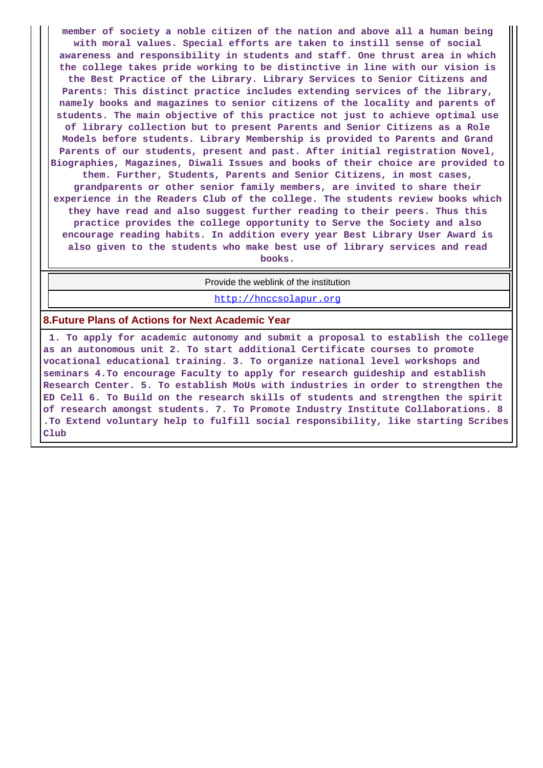**member of society a noble citizen of the nation and above all a human being with moral values. Special efforts are taken to instill sense of social awareness and responsibility in students and staff. One thrust area in which the college takes pride working to be distinctive in line with our vision is the Best Practice of the Library. Library Services to Senior Citizens and Parents: This distinct practice includes extending services of the library, namely books and magazines to senior citizens of the locality and parents of students. The main objective of this practice not just to achieve optimal use of library collection but to present Parents and Senior Citizens as a Role Models before students. Library Membership is provided to Parents and Grand Parents of our students, present and past. After initial registration Novel, Biographies, Magazines, Diwali Issues and books of their choice are provided to them. Further, Students, Parents and Senior Citizens, in most cases, grandparents or other senior family members, are invited to share their experience in the Readers Club of the college. The students review books which they have read and also suggest further reading to their peers. Thus this practice provides the college opportunity to Serve the Society and also encourage reading habits. In addition every year Best Library User Award is also given to the students who make best use of library services and read books.**

| Provide the weblink of the institution |
| --- |
| http://hnccsolapur.org |

## 8.Future Plans of Actions for Next Academic Year

**1. To apply for academic autonomy and submit a proposal to establish the college as an autonomous unit 2. To start additional Certificate courses to promote vocational educational training. 3. To organize national level workshops and seminars 4.To encourage Faculty to apply for research guideship and establish Research Center. 5. To establish MoUs with industries in order to strengthen the ED Cell 6. To Build on the research skills of students and strengthen the spirit of research amongst students. 7. To Promote Industry Institute Collaborations. 8 .To Extend voluntary help to fulfill social responsibility, like starting Scribes Club**